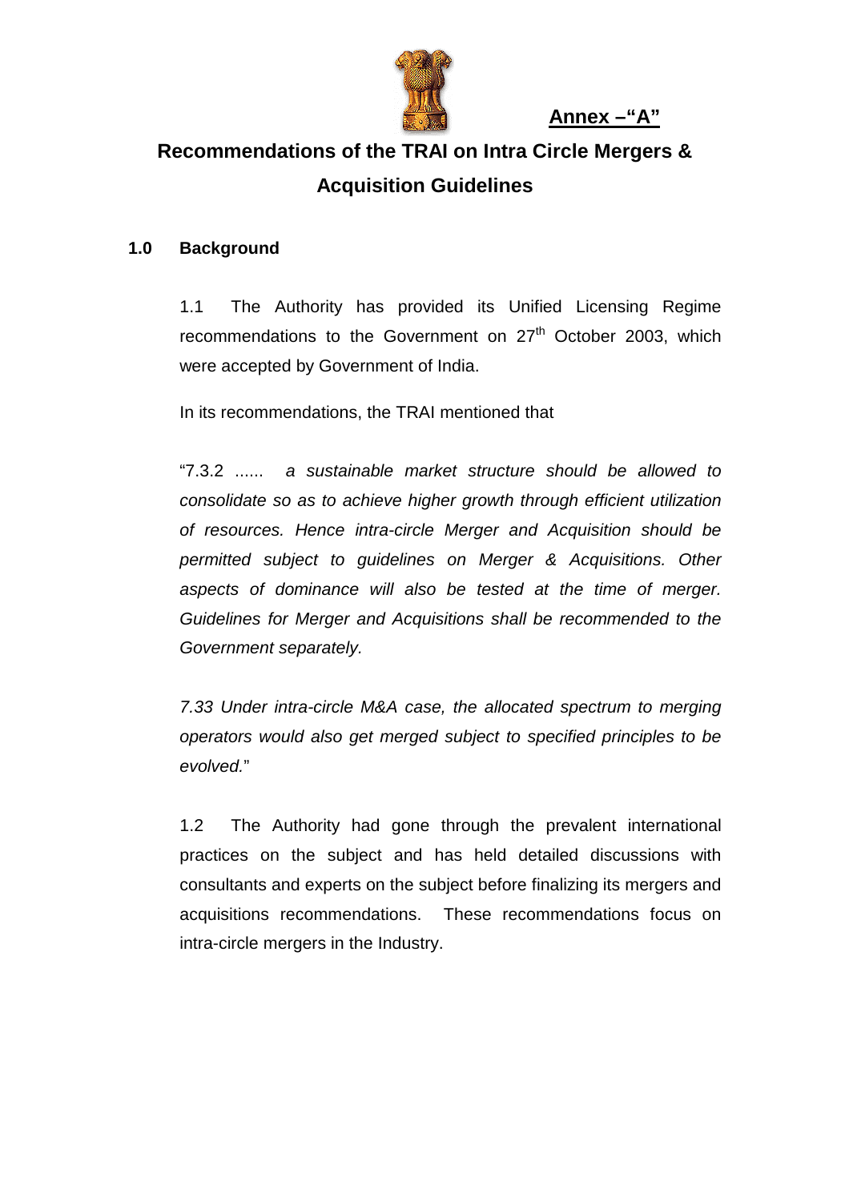**Annex –"A"**

# Recommendations of the TRAI on Intra Circle Mergers & Acquisition Guidelines

## 1.0 Background

1.1 The Authority has provided its Unified Licensing Regime recommendations to the Government on 27th October 2003, which were accepted by Government of India.

In its recommendations, the TRAI mentioned that

"7.3.2 ...... *a sustainable market structure should be allowed to consolidate so as to achieve higher growth through efficient utilization of resources. Hence intra-circle Merger and Acquisition should be permitted subject to guidelines on Merger & Acquisitions. Other aspects of dominance will also be tested at the time of merger. Guidelines for Merger and Acquisitions shall be recommended to the Government separately.*

*7.33 Under intra-circle M&A case, the allocated spectrum to merging operators would also get merged subject to specified principles to be evolved.*"

1.2 The Authority had gone through the prevalent international practices on the subject and has held detailed discussions with consultants and experts on the subject before finalizing its mergers and acquisitions recommendations. These recommendations focus on intra-circle mergers in the Industry.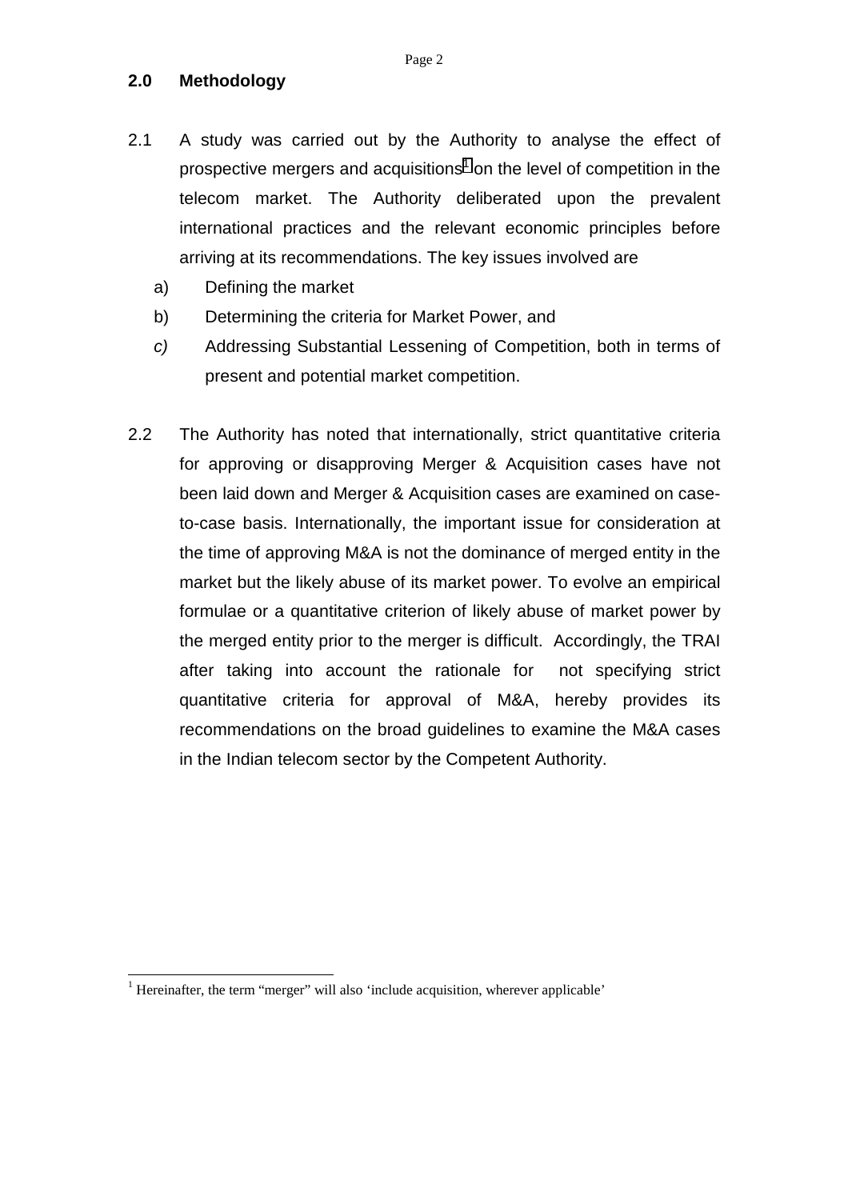## 2.0 Methodology

2.1 A study was carried out by the Authority to analyse the effect of prospective mergers and acquisitions[1] on the level of competition in the telecom market. The Authority deliberated upon the prevalent international practices and the relevant economic principles before arriving at its recommendations. The key issues involved are

a) Defining the market

b) Determining the criteria for Market Power, and

*c)* Addressing Substantial Lessening of Competition, both in terms of present and potential market competition.

2.2 The Authority has noted that internationally, strict quantitative criteria for approving or disapproving Merger & Acquisition cases have not been laid down and Merger & Acquisition cases are examined on case-to-case basis. Internationally, the important issue for consideration at the time of approving M&A is not the dominance of merged entity in the market but the likely abuse of its market power. To evolve an empirical formulae or a quantitative criterion of likely abuse of market power by the merged entity prior to the merger is difficult. Accordingly, the TRAI after taking into account the rationale for not specifying strict quantitative criteria for approval of M&A, hereby provides its recommendations on the broad guidelines to examine the M&A cases in the Indian telecom sector by the Competent Authority.

---

[1] Hereinafter, the term "merger" will also 'include acquisition, wherever applicable'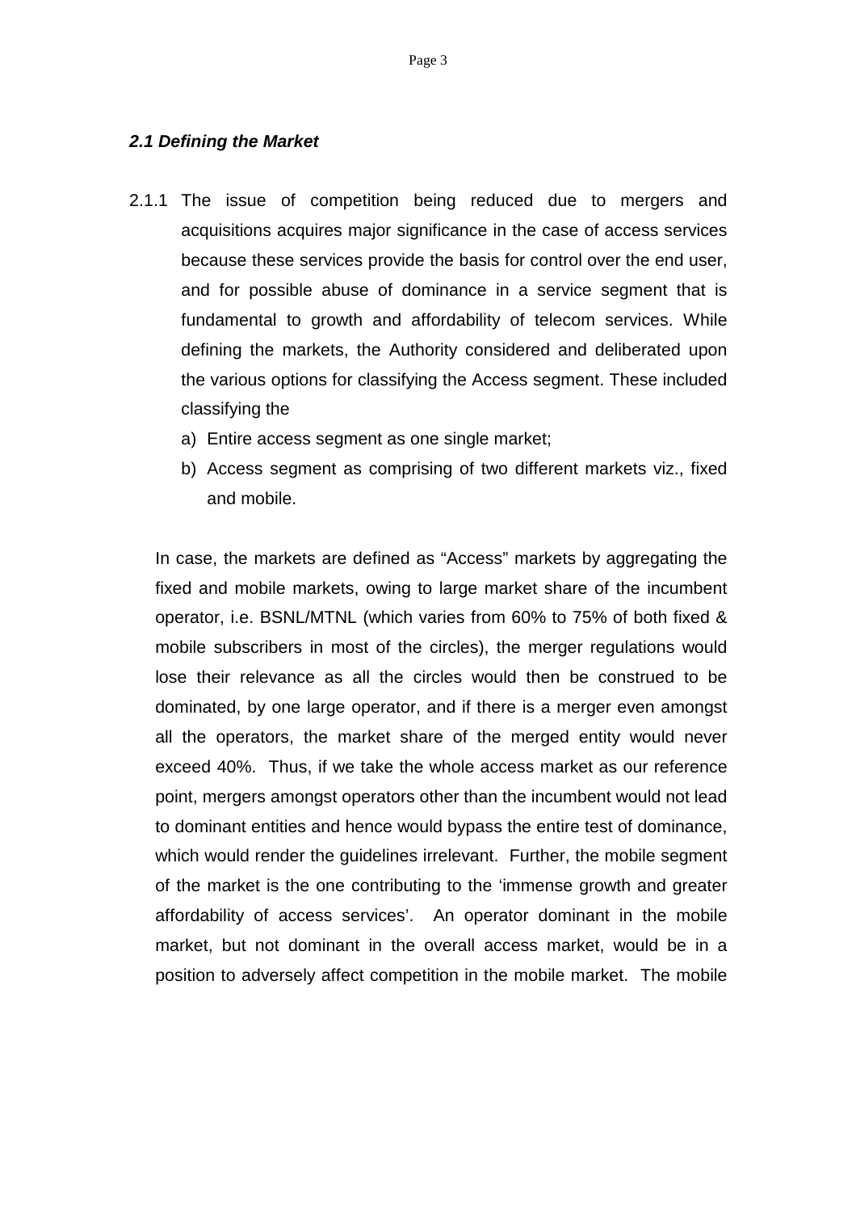### *2.1 Defining the Market*

2.1.1 The issue of competition being reduced due to mergers and acquisitions acquires major significance in the case of access services because these services provide the basis for control over the end user, and for possible abuse of dominance in a service segment that is fundamental to growth and affordability of telecom services. While defining the markets, the Authority considered and deliberated upon the various options for classifying the Access segment. These included classifying the

a) Entire access segment as one single market;
b) Access segment as comprising of two different markets viz., fixed and mobile.

In case, the markets are defined as "Access" markets by aggregating the fixed and mobile markets, owing to large market share of the incumbent operator, i.e. BSNL/MTNL (which varies from 60% to 75% of both fixed & mobile subscribers in most of the circles), the merger regulations would lose their relevance as all the circles would then be construed to be dominated, by one large operator, and if there is a merger even amongst all the operators, the market share of the merged entity would never exceed 40%. Thus, if we take the whole access market as our reference point, mergers amongst operators other than the incumbent would not lead to dominant entities and hence would bypass the entire test of dominance, which would render the guidelines irrelevant. Further, the mobile segment of the market is the one contributing to the 'immense growth and greater affordability of access services'. An operator dominant in the mobile market, but not dominant in the overall access market, would be in a position to adversely affect competition in the mobile market. The mobile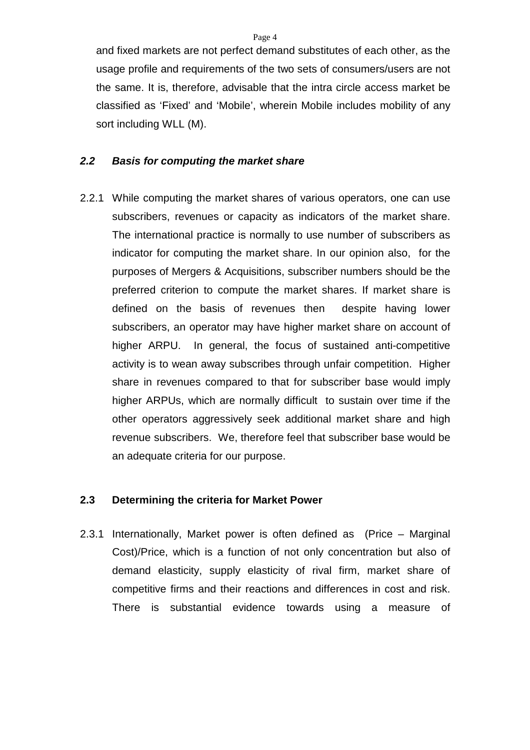and fixed markets are not perfect demand substitutes of each other, as the usage profile and requirements of the two sets of consumers/users are not the same. It is, therefore, advisable that the intra circle access market be classified as 'Fixed' and 'Mobile', wherein Mobile includes mobility of any sort including WLL (M).

## *2.2 Basis for computing the market share*

2.2.1 While computing the market shares of various operators, one can use subscribers, revenues or capacity as indicators of the market share. The international practice is normally to use number of subscribers as indicator for computing the market share. In our opinion also, for the purposes of Mergers & Acquisitions, subscriber numbers should be the preferred criterion to compute the market shares. If market share is defined on the basis of revenues then despite having lower subscribers, an operator may have higher market share on account of higher ARPU. In general, the focus of sustained anti-competitive activity is to wean away subscribes through unfair competition. Higher share in revenues compared to that for subscriber base would imply higher ARPUs, which are normally difficult to sustain over time if the other operators aggressively seek additional market share and high revenue subscribers. We, therefore feel that subscriber base would be an adequate criteria for our purpose.

## **2.3 Determining the criteria for Market Power**

2.3.1 Internationally, Market power is often defined as (Price – Marginal Cost)/Price, which is a function of not only concentration but also of demand elasticity, supply elasticity of rival firm, market share of competitive firms and their reactions and differences in cost and risk. There is substantial evidence towards using a measure of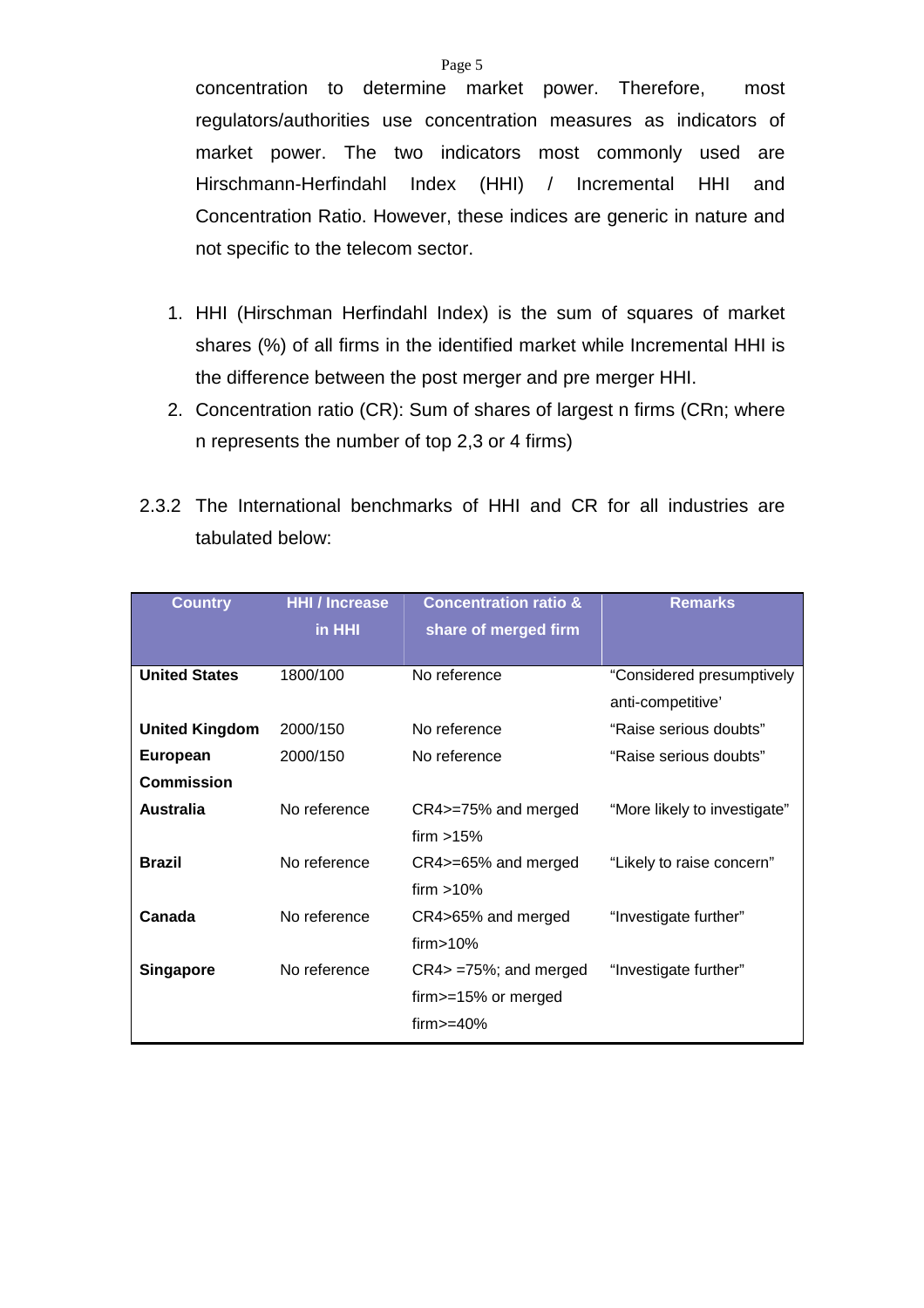concentration to determine market power. Therefore, most regulators/authorities use concentration measures as indicators of market power. The two indicators most commonly used are Hirschmann-Herfindahl Index (HHI) / Incremental HHI and Concentration Ratio. However, these indices are generic in nature and not specific to the telecom sector.

1. HHI (Hirschman Herfindahl Index) is the sum of squares of market shares (%) of all firms in the identified market while Incremental HHI is the difference between the post merger and pre merger HHI.
2. Concentration ratio (CR): Sum of shares of largest n firms (CRn; where n represents the number of top 2,3 or 4 firms)

2.3.2 The International benchmarks of HHI and CR for all industries are tabulated below:

| Country | HHI / Increase in HHI | Concentration ratio & share of merged firm | Remarks |
|---|---|---|---|
| **United States** | 1800/100 | No reference | "Considered presumptively anti-competitive' |
| **United Kingdom** | 2000/150 | No reference | "Raise serious doubts" |
| **European Commission** | 2000/150 | No reference | "Raise serious doubts" |
| **Australia** | No reference | CR4>=75% and merged firm >15% | "More likely to investigate" |
| **Brazil** | No reference | CR4>=65% and merged firm >10% | "Likely to raise concern" |
| **Canada** | No reference | CR4>65% and merged firm>10% | "Investigate further" |
| **Singapore** | No reference | CR4> =75%; and merged firm>=15% or merged firm>=40% | "Investigate further" |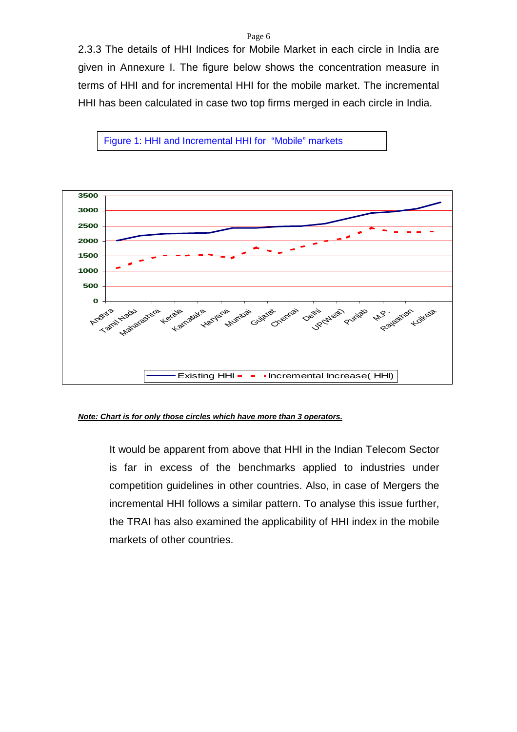2.3.3 The details of HHI Indices for Mobile Market in each circle in India are given in Annexure I. The figure below shows the concentration measure in terms of HHI and for incremental HHI for the mobile market. The incremental HHI has been calculated in case two top firms merged in each circle in India.

Figure 1: HHI and Incremental HHI for "Mobile" markets

***Note: Chart is for only those circles which have more than 3 operators.***

It would be apparent from above that HHI in the Indian Telecom Sector is far in excess of the benchmarks applied to industries under competition guidelines in other countries. Also, in case of Mergers the incremental HHI follows a similar pattern. To analyse this issue further, the TRAI has also examined the applicability of HHI index in the mobile markets of other countries.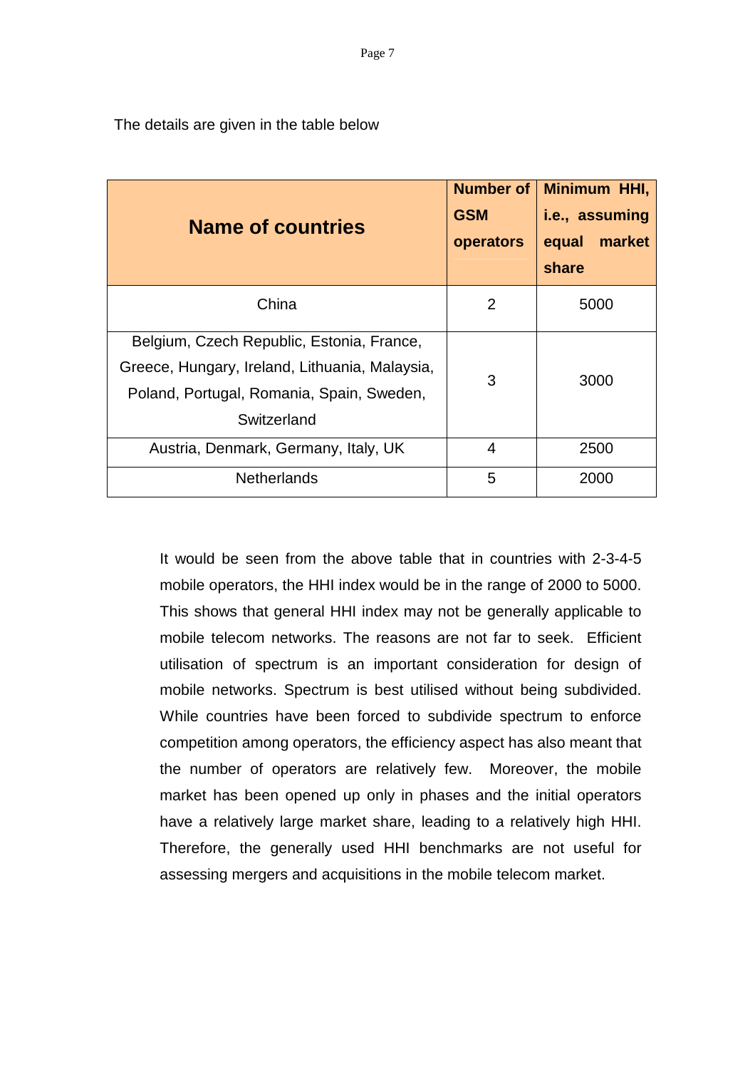The details are given in the table below

| Name of countries | Number of GSM operators | Minimum HHI, i.e., assuming equal market share |
|---|---|---|
| China | 2 | 5000 |
| Belgium, Czech Republic, Estonia, France, Greece, Hungary, Ireland, Lithuania, Malaysia, Poland, Portugal, Romania, Spain, Sweden, Switzerland | 3 | 3000 |
| Austria, Denmark, Germany, Italy, UK | 4 | 2500 |
| Netherlands | 5 | 2000 |

It would be seen from the above table that in countries with 2-3-4-5 mobile operators, the HHI index would be in the range of 2000 to 5000. This shows that general HHI index may not be generally applicable to mobile telecom networks. The reasons are not far to seek. Efficient utilisation of spectrum is an important consideration for design of mobile networks. Spectrum is best utilised without being subdivided. While countries have been forced to subdivide spectrum to enforce competition among operators, the efficiency aspect has also meant that the number of operators are relatively few. Moreover, the mobile market has been opened up only in phases and the initial operators have a relatively large market share, leading to a relatively high HHI. Therefore, the generally used HHI benchmarks are not useful for assessing mergers and acquisitions in the mobile telecom market.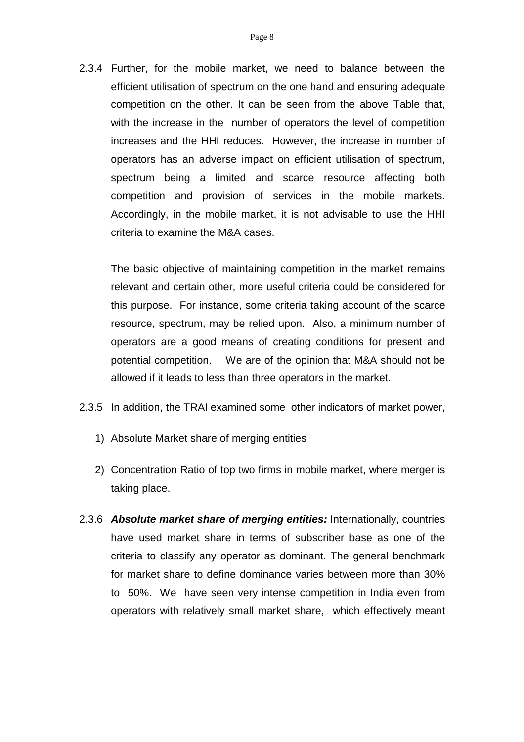2.3.4 Further, for the mobile market, we need to balance between the efficient utilisation of spectrum on the one hand and ensuring adequate competition on the other. It can be seen from the above Table that, with the increase in the number of operators the level of competition increases and the HHI reduces. However, the increase in number of operators has an adverse impact on efficient utilisation of spectrum, spectrum being a limited and scarce resource affecting both competition and provision of services in the mobile markets. Accordingly, in the mobile market, it is not advisable to use the HHI criteria to examine the M&A cases.

The basic objective of maintaining competition in the market remains relevant and certain other, more useful criteria could be considered for this purpose. For instance, some criteria taking account of the scarce resource, spectrum, may be relied upon. Also, a minimum number of operators are a good means of creating conditions for present and potential competition. We are of the opinion that M&A should not be allowed if it leads to less than three operators in the market.

2.3.5 In addition, the TRAI examined some other indicators of market power,

1) Absolute Market share of merging entities

2) Concentration Ratio of top two firms in mobile market, where merger is taking place.

2.3.6 ***Absolute market share of merging entities:*** Internationally, countries have used market share in terms of subscriber base as one of the criteria to classify any operator as dominant. The general benchmark for market share to define dominance varies between more than 30% to 50%. We have seen very intense competition in India even from operators with relatively small market share, which effectively meant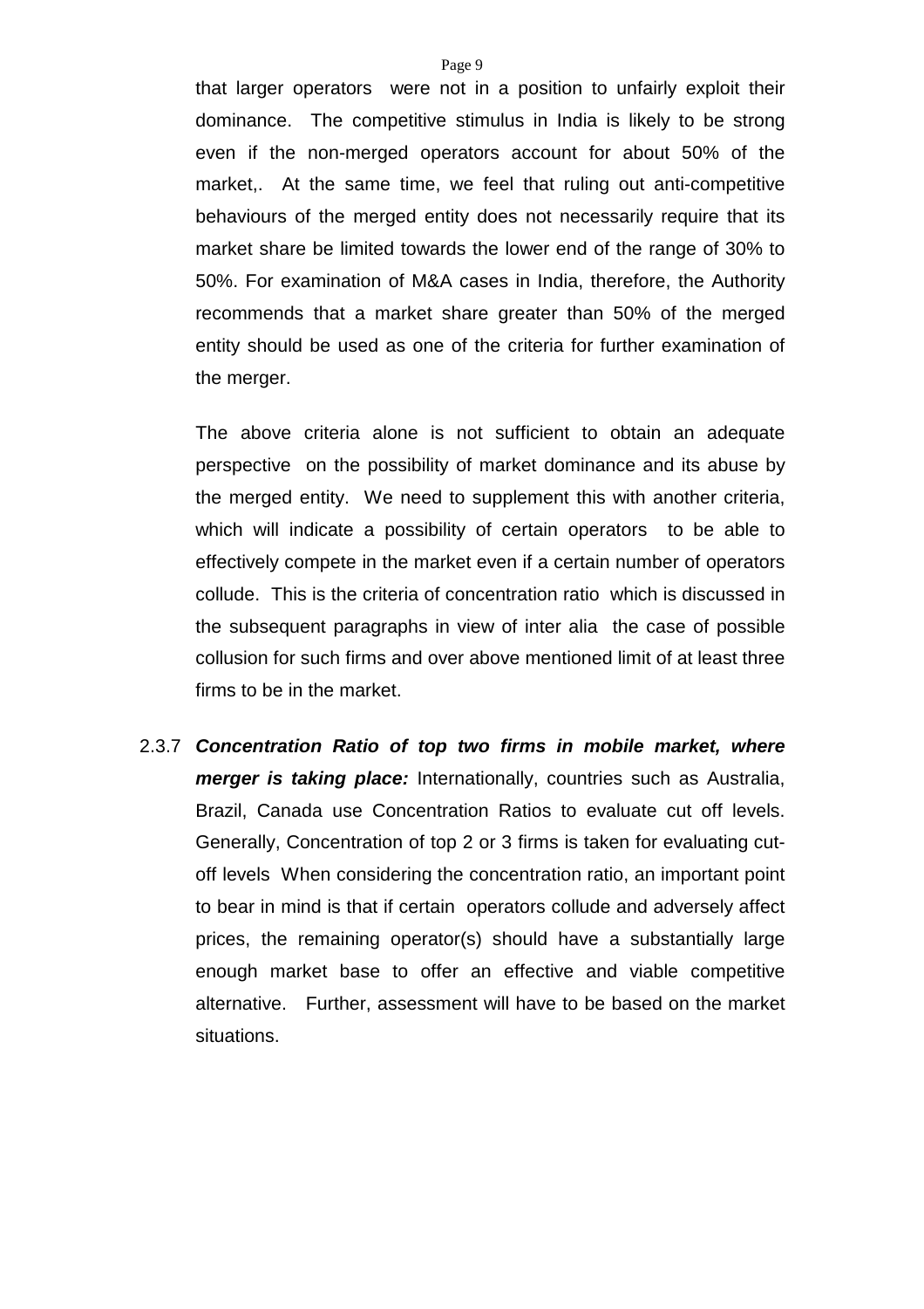that larger operators were not in a position to unfairly exploit their dominance. The competitive stimulus in India is likely to be strong even if the non-merged operators account for about 50% of the market,. At the same time, we feel that ruling out anti-competitive behaviours of the merged entity does not necessarily require that its market share be limited towards the lower end of the range of 30% to 50%. For examination of M&A cases in India, therefore, the Authority recommends that a market share greater than 50% of the merged entity should be used as one of the criteria for further examination of the merger.

The above criteria alone is not sufficient to obtain an adequate perspective on the possibility of market dominance and its abuse by the merged entity. We need to supplement this with another criteria, which will indicate a possibility of certain operators to be able to effectively compete in the market even if a certain number of operators collude. This is the criteria of concentration ratio which is discussed in the subsequent paragraphs in view of inter alia the case of possible collusion for such firms and over above mentioned limit of at least three firms to be in the market.

2.3.7 ***Concentration Ratio of top two firms in mobile market, where merger is taking place:*** Internationally, countries such as Australia, Brazil, Canada use Concentration Ratios to evaluate cut off levels. Generally, Concentration of top 2 or 3 firms is taken for evaluating cut-off levels When considering the concentration ratio, an important point to bear in mind is that if certain operators collude and adversely affect prices, the remaining operator(s) should have a substantially large enough market base to offer an effective and viable competitive alternative. Further, assessment will have to be based on the market situations.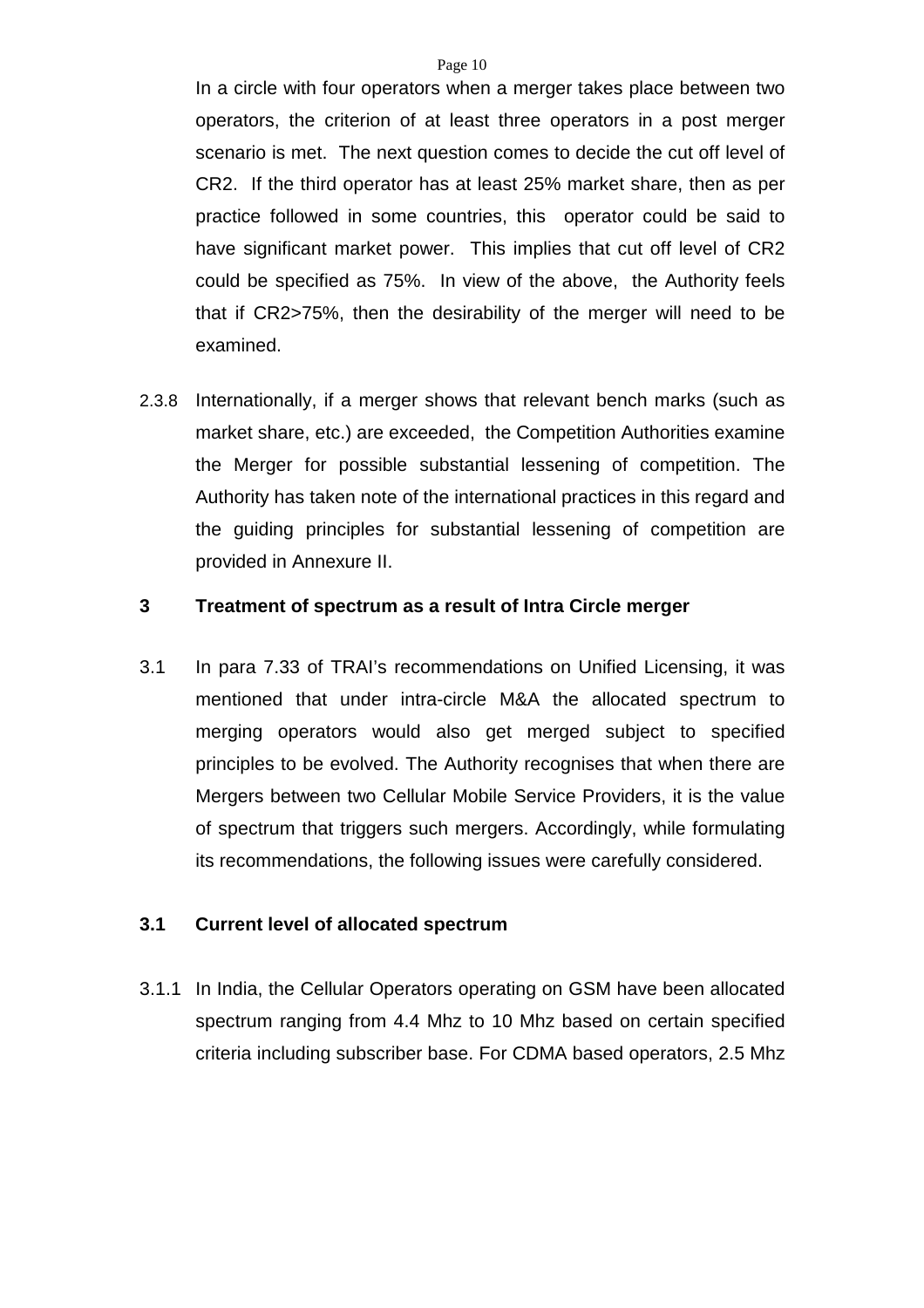In a circle with four operators when a merger takes place between two operators, the criterion of at least three operators in a post merger scenario is met. The next question comes to decide the cut off level of CR2. If the third operator has at least 25% market share, then as per practice followed in some countries, this operator could be said to have significant market power. This implies that cut off level of CR2 could be specified as 75%. In view of the above, the Authority feels that if CR2>75%, then the desirability of the merger will need to be examined.

2.3.8 Internationally, if a merger shows that relevant bench marks (such as market share, etc.) are exceeded, the Competition Authorities examine the Merger for possible substantial lessening of competition. The Authority has taken note of the international practices in this regard and the guiding principles for substantial lessening of competition are provided in Annexure II.

## 3 Treatment of spectrum as a result of Intra Circle merger

3.1 In para 7.33 of TRAI's recommendations on Unified Licensing, it was mentioned that under intra-circle M&A the allocated spectrum to merging operators would also get merged subject to specified principles to be evolved. The Authority recognises that when there are Mergers between two Cellular Mobile Service Providers, it is the value of spectrum that triggers such mergers. Accordingly, while formulating its recommendations, the following issues were carefully considered.

### 3.1 Current level of allocated spectrum

3.1.1 In India, the Cellular Operators operating on GSM have been allocated spectrum ranging from 4.4 Mhz to 10 Mhz based on certain specified criteria including subscriber base. For CDMA based operators, 2.5 Mhz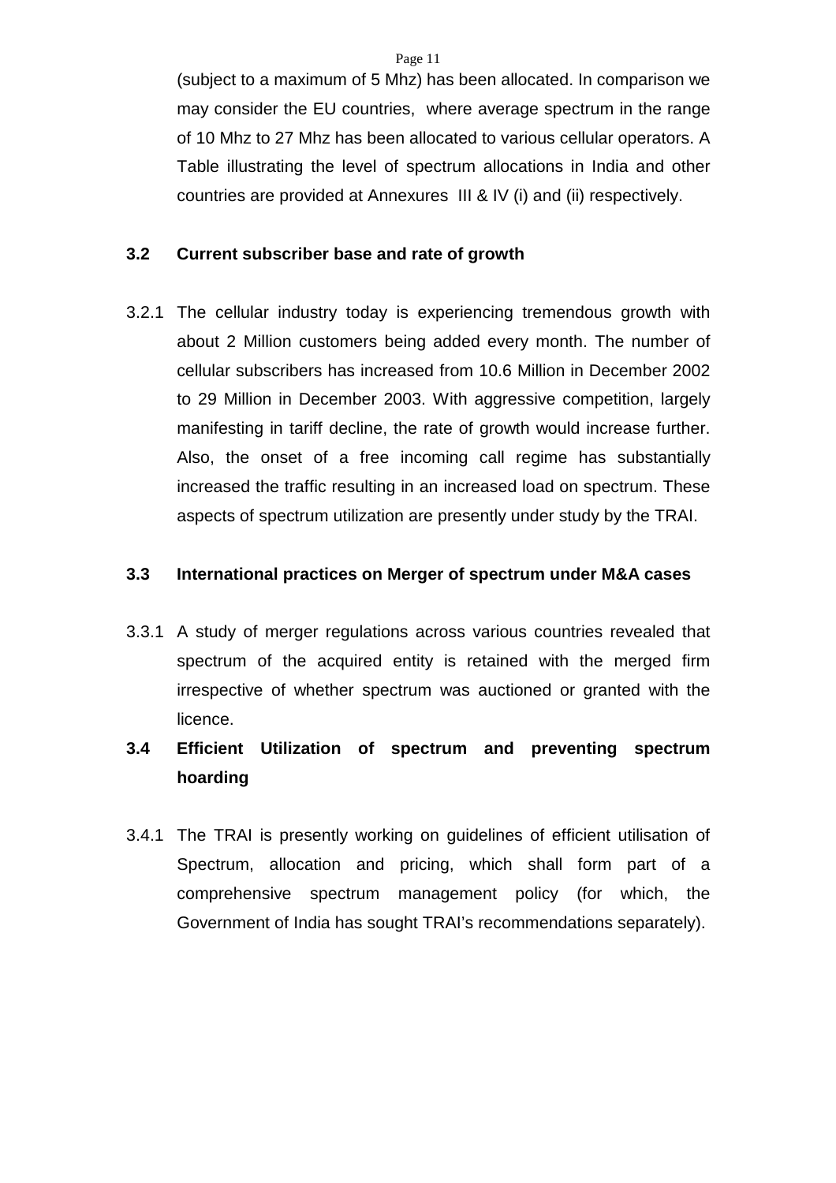(subject to a maximum of 5 Mhz) has been allocated. In comparison we may consider the EU countries, where average spectrum in the range of 10 Mhz to 27 Mhz has been allocated to various cellular operators. A Table illustrating the level of spectrum allocations in India and other countries are provided at Annexures III & IV (i) and (ii) respectively.

### 3.2 Current subscriber base and rate of growth

3.2.1 The cellular industry today is experiencing tremendous growth with about 2 Million customers being added every month. The number of cellular subscribers has increased from 10.6 Million in December 2002 to 29 Million in December 2003. With aggressive competition, largely manifesting in tariff decline, the rate of growth would increase further. Also, the onset of a free incoming call regime has substantially increased the traffic resulting in an increased load on spectrum. These aspects of spectrum utilization are presently under study by the TRAI.

### 3.3 International practices on Merger of spectrum under M&A cases

3.3.1 A study of merger regulations across various countries revealed that spectrum of the acquired entity is retained with the merged firm irrespective of whether spectrum was auctioned or granted with the licence.

### 3.4 Efficient Utilization of spectrum and preventing spectrum hoarding

3.4.1 The TRAI is presently working on guidelines of efficient utilisation of Spectrum, allocation and pricing, which shall form part of a comprehensive spectrum management policy (for which, the Government of India has sought TRAI's recommendations separately).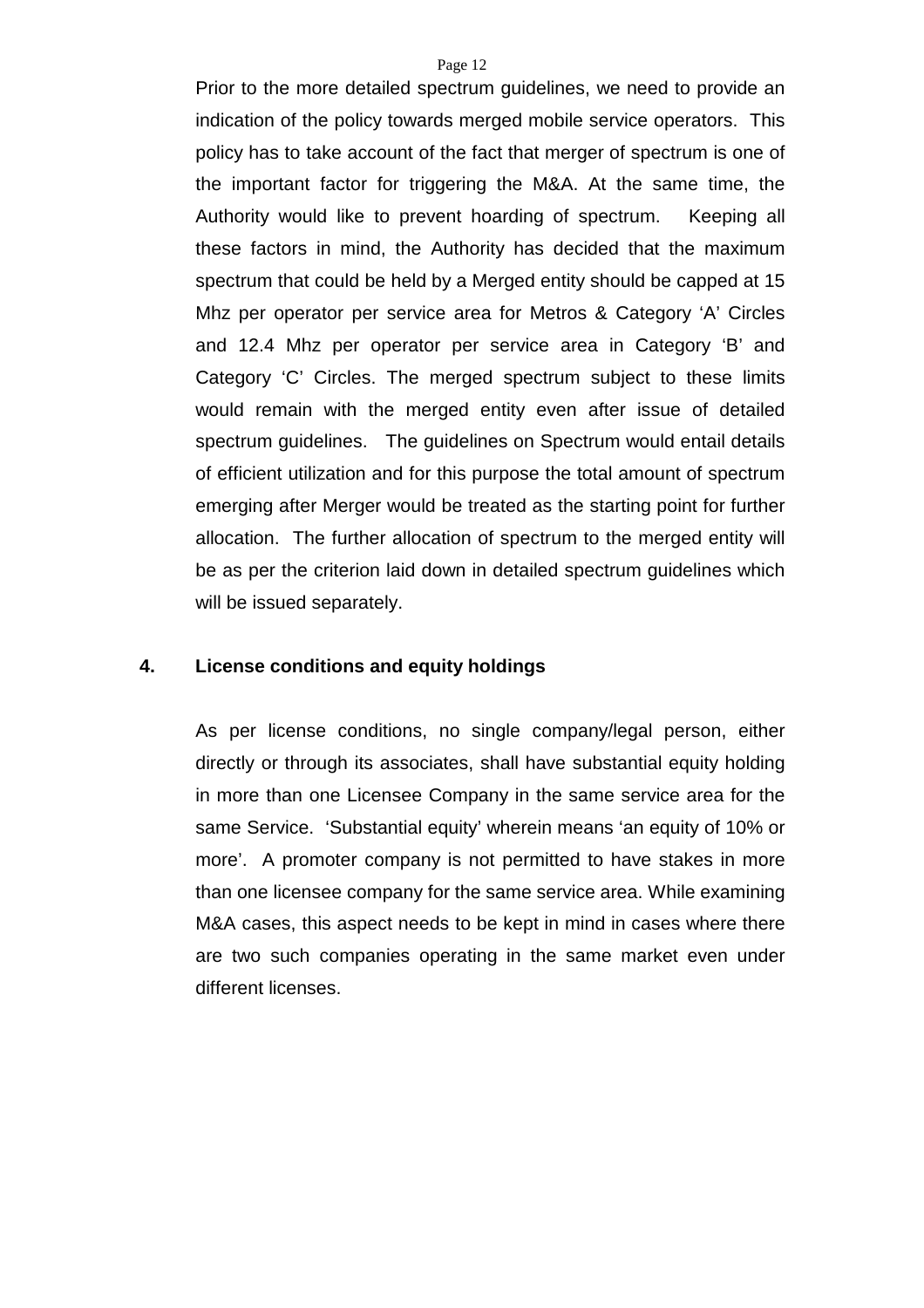Prior to the more detailed spectrum guidelines, we need to provide an indication of the policy towards merged mobile service operators. This policy has to take account of the fact that merger of spectrum is one of the important factor for triggering the M&A. At the same time, the Authority would like to prevent hoarding of spectrum. Keeping all these factors in mind, the Authority has decided that the maximum spectrum that could be held by a Merged entity should be capped at 15 Mhz per operator per service area for Metros & Category 'A' Circles and 12.4 Mhz per operator per service area in Category 'B' and Category 'C' Circles. The merged spectrum subject to these limits would remain with the merged entity even after issue of detailed spectrum guidelines. The guidelines on Spectrum would entail details of efficient utilization and for this purpose the total amount of spectrum emerging after Merger would be treated as the starting point for further allocation. The further allocation of spectrum to the merged entity will be as per the criterion laid down in detailed spectrum guidelines which will be issued separately.

## 4. License conditions and equity holdings

As per license conditions, no single company/legal person, either directly or through its associates, shall have substantial equity holding in more than one Licensee Company in the same service area for the same Service. 'Substantial equity' wherein means 'an equity of 10% or more'. A promoter company is not permitted to have stakes in more than one licensee company for the same service area. While examining M&A cases, this aspect needs to be kept in mind in cases where there are two such companies operating in the same market even under different licenses.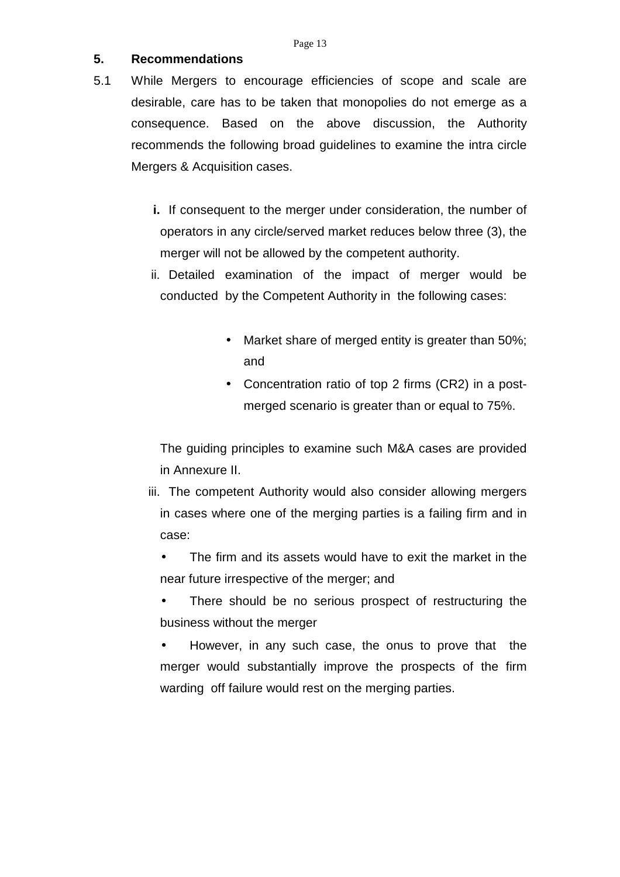## 5. Recommendations

5.1 While Mergers to encourage efficiencies of scope and scale are desirable, care has to be taken that monopolies do not emerge as a consequence. Based on the above discussion, the Authority recommends the following broad guidelines to examine the intra circle Mergers & Acquisition cases.

**i.** If consequent to the merger under consideration, the number of operators in any circle/served market reduces below three (3), the merger will not be allowed by the competent authority.

ii. Detailed examination of the impact of merger would be conducted by the Competent Authority in the following cases:

- Market share of merged entity is greater than 50%; and
- Concentration ratio of top 2 firms (CR2) in a post-merged scenario is greater than or equal to 75%.

The guiding principles to examine such M&A cases are provided in Annexure II.

iii. The competent Authority would also consider allowing mergers in cases where one of the merging parties is a failing firm and in case:

- The firm and its assets would have to exit the market in the near future irrespective of the merger; and
- There should be no serious prospect of restructuring the business without the merger
- However, in any such case, the onus to prove that the merger would substantially improve the prospects of the firm warding off failure would rest on the merging parties.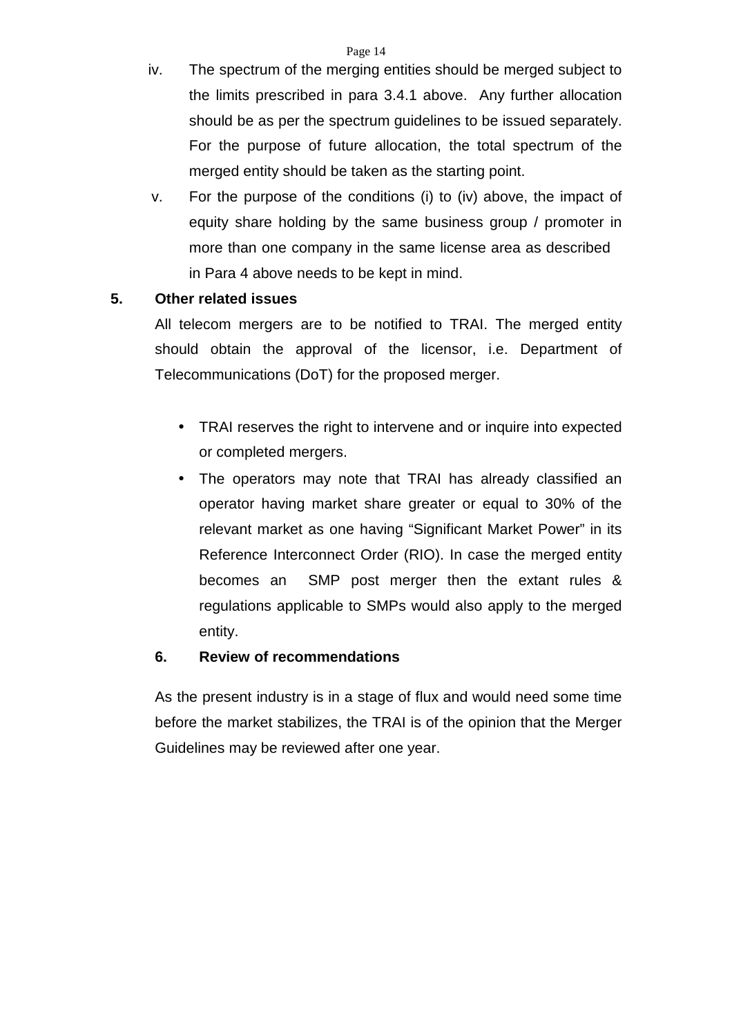iv. The spectrum of the merging entities should be merged subject to the limits prescribed in para 3.4.1 above. Any further allocation should be as per the spectrum guidelines to be issued separately. For the purpose of future allocation, the total spectrum of the merged entity should be taken as the starting point.

v. For the purpose of the conditions (i) to (iv) above, the impact of equity share holding by the same business group / promoter in more than one company in the same license area as described in Para 4 above needs to be kept in mind.

**5. Other related issues**

All telecom mergers are to be notified to TRAI. The merged entity should obtain the approval of the licensor, i.e. Department of Telecommunications (DoT) for the proposed merger.

- TRAI reserves the right to intervene and or inquire into expected or completed mergers.
- The operators may note that TRAI has already classified an operator having market share greater or equal to 30% of the relevant market as one having "Significant Market Power" in its Reference Interconnect Order (RIO). In case the merged entity becomes an SMP post merger then the extant rules & regulations applicable to SMPs would also apply to the merged entity.

**6. Review of recommendations**

As the present industry is in a stage of flux and would need some time before the market stabilizes, the TRAI is of the opinion that the Merger Guidelines may be reviewed after one year.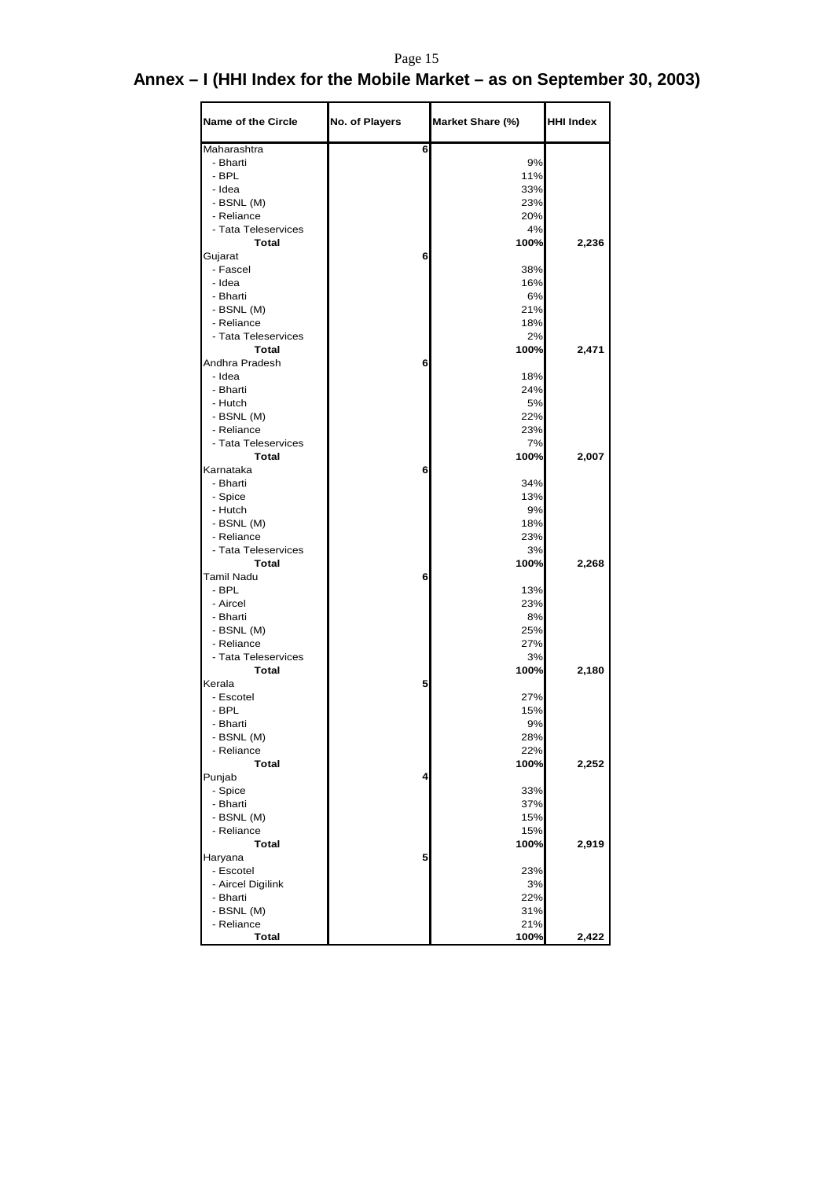# Annex – I (HHI Index for the Mobile Market – as on September 30, 2003)

| Name of the Circle | No. of Players | Market Share (%) | HHI Index |
|---|---|---|---|
| Maharashtra | 6 | | |
| - Bharti | | 9% | |
| - BPL | | 11% | |
| - Idea | | 33% | |
| - BSNL (M) | | 23% | |
| - Reliance | | 20% | |
| - Tata Teleservices | | 4% | |
| **Total** | | **100%** | **2,236** |
| Gujarat | 6 | | |
| - Fascel | | 38% | |
| - Idea | | 16% | |
| - Bharti | | 6% | |
| - BSNL (M) | | 21% | |
| - Reliance | | 18% | |
| - Tata Teleservices | | 2% | |
| **Total** | | **100%** | **2,471** |
| Andhra Pradesh | 6 | | |
| - Idea | | 18% | |
| - Bharti | | 24% | |
| - Hutch | | 5% | |
| - BSNL (M) | | 22% | |
| - Reliance | | 23% | |
| - Tata Teleservices | | 7% | |
| **Total** | | **100%** | **2,007** |
| Karnataka | 6 | | |
| - Bharti | | 34% | |
| - Spice | | 13% | |
| - Hutch | | 9% | |
| - BSNL (M) | | 18% | |
| - Reliance | | 23% | |
| - Tata Teleservices | | 3% | |
| **Total** | | **100%** | **2,268** |
| Tamil Nadu | 6 | | |
| - BPL | | 13% | |
| - Aircel | | 23% | |
| - Bharti | | 8% | |
| - BSNL (M) | | 25% | |
| - Reliance | | 27% | |
| - Tata Teleservices | | 3% | |
| **Total** | | **100%** | **2,180** |
| Kerala | 5 | | |
| - Escotel | | 27% | |
| - BPL | | 15% | |
| - Bharti | | 9% | |
| - BSNL (M) | | 28% | |
| - Reliance | | 22% | |
| **Total** | | **100%** | **2,252** |
| Punjab | 4 | | |
| - Spice | | 33% | |
| - Bharti | | 37% | |
| - BSNL (M) | | 15% | |
| - Reliance | | 15% | |
| **Total** | | **100%** | **2,919** |
| Haryana | 5 | | |
| - Escotel | | 23% | |
| - Aircel Digilink | | 3% | |
| - Bharti | | 22% | |
| - BSNL (M) | | 31% | |
| - Reliance | | 21% | |
| **Total** | | **100%** | **2,422** |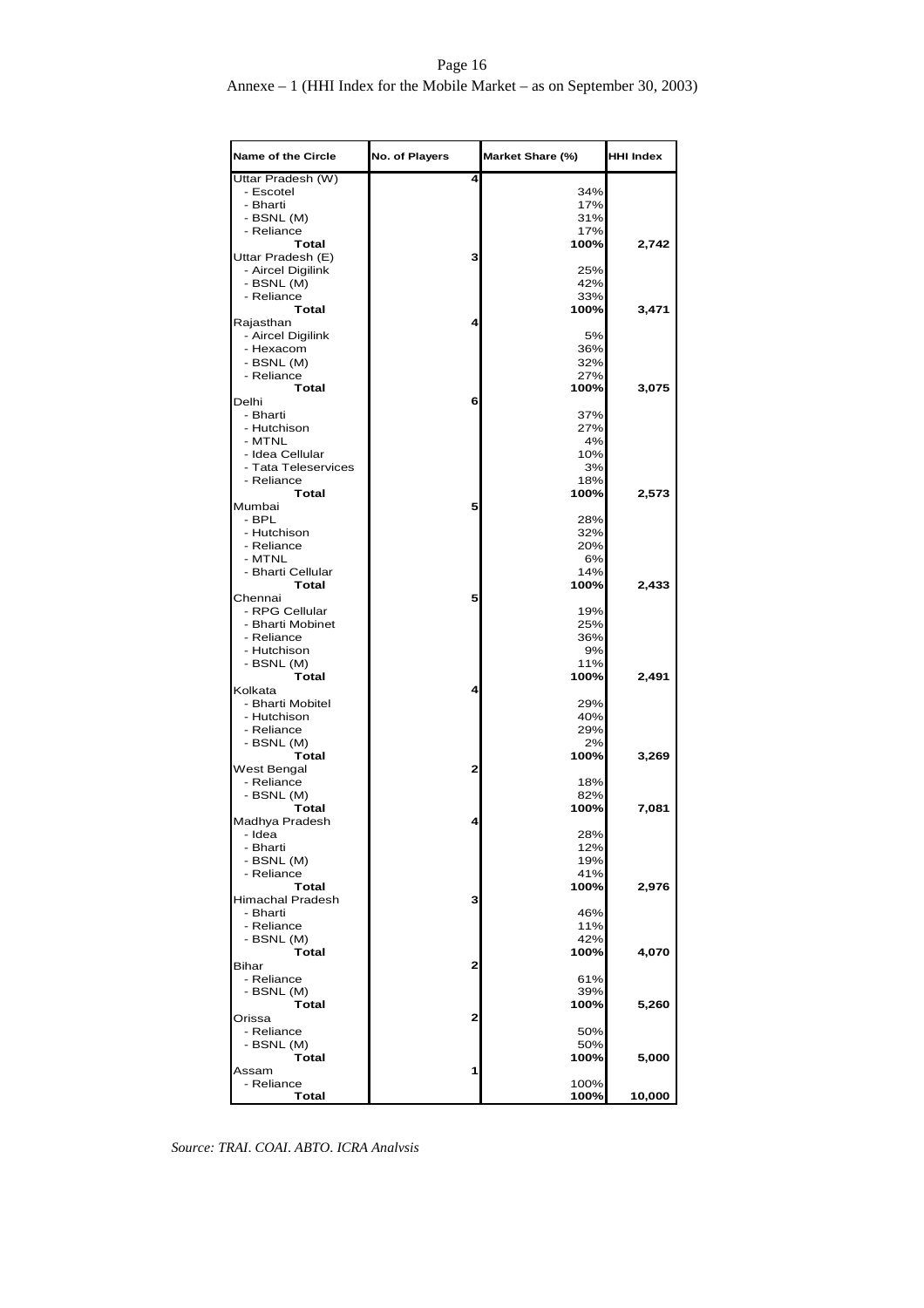Annexe – 1 (HHI Index for the Mobile Market – as on September 30, 2003)

| Name of the Circle | No. of Players | Market Share (%) | HHI Index |
|---|---|---|---|
| Uttar Pradesh (W) | 4 | | |
| - Escotel | | 34% | |
| - Bharti | | 17% | |
| - BSNL (M) | | 31% | |
| - Reliance | | 17% | |
| **Total** | | **100%** | **2,742** |
| Uttar Pradesh (E) | 3 | | |
| - Aircel Digilink | | 25% | |
| - BSNL (M) | | 42% | |
| - Reliance | | 33% | |
| **Total** | | **100%** | **3,471** |
| Rajasthan | 4 | | |
| - Aircel Digilink | | 5% | |
| - Hexacom | | 36% | |
| - BSNL (M) | | 32% | |
| - Reliance | | 27% | |
| **Total** | | **100%** | **3,075** |
| Delhi | 6 | | |
| - Bharti | | 37% | |
| - Hutchison | | 27% | |
| - MTNL | | 4% | |
| - Idea Cellular | | 10% | |
| - Tata Teleservices | | 3% | |
| - Reliance | | 18% | |
| **Total** | | **100%** | **2,573** |
| Mumbai | 5 | | |
| - BPL | | 28% | |
| - Hutchison | | 32% | |
| - Reliance | | 20% | |
| - MTNL | | 6% | |
| - Bharti Cellular | | 14% | |
| **Total** | | **100%** | **2,433** |
| Chennai | 5 | | |
| - RPG Cellular | | 19% | |
| - Bharti Mobinet | | 25% | |
| - Reliance | | 36% | |
| - Hutchison | | 9% | |
| - BSNL (M) | | 11% | |
| **Total** | | **100%** | **2,491** |
| Kolkata | 4 | | |
| - Bharti Mobitel | | 29% | |
| - Hutchison | | 40% | |
| - Reliance | | 29% | |
| - BSNL (M) | | 2% | |
| **Total** | | **100%** | **3,269** |
| West Bengal | 2 | | |
| - Reliance | | 18% | |
| - BSNL (M) | | 82% | |
| **Total** | | **100%** | **7,081** |
| Madhya Pradesh | 4 | | |
| - Idea | | 28% | |
| - Bharti | | 12% | |
| - BSNL (M) | | 19% | |
| - Reliance | | 41% | |
| **Total** | | **100%** | **2,976** |
| Himachal Pradesh | 3 | | |
| - Bharti | | 46% | |
| - Reliance | | 11% | |
| - BSNL (M) | | 42% | |
| **Total** | | **100%** | **4,070** |
| Bihar | 2 | | |
| - Reliance | | 61% | |
| - BSNL (M) | | 39% | |
| **Total** | | **100%** | **5,260** |
| Orissa | 2 | | |
| - Reliance | | 50% | |
| - BSNL (M) | | 50% | |
| **Total** | | **100%** | **5,000** |
| Assam | 1 | | |
| - Reliance | | 100% | |
| **Total** | | **100%** | **10,000** |

*Source: TRAI. COAI. ABTO. ICRA Analysis*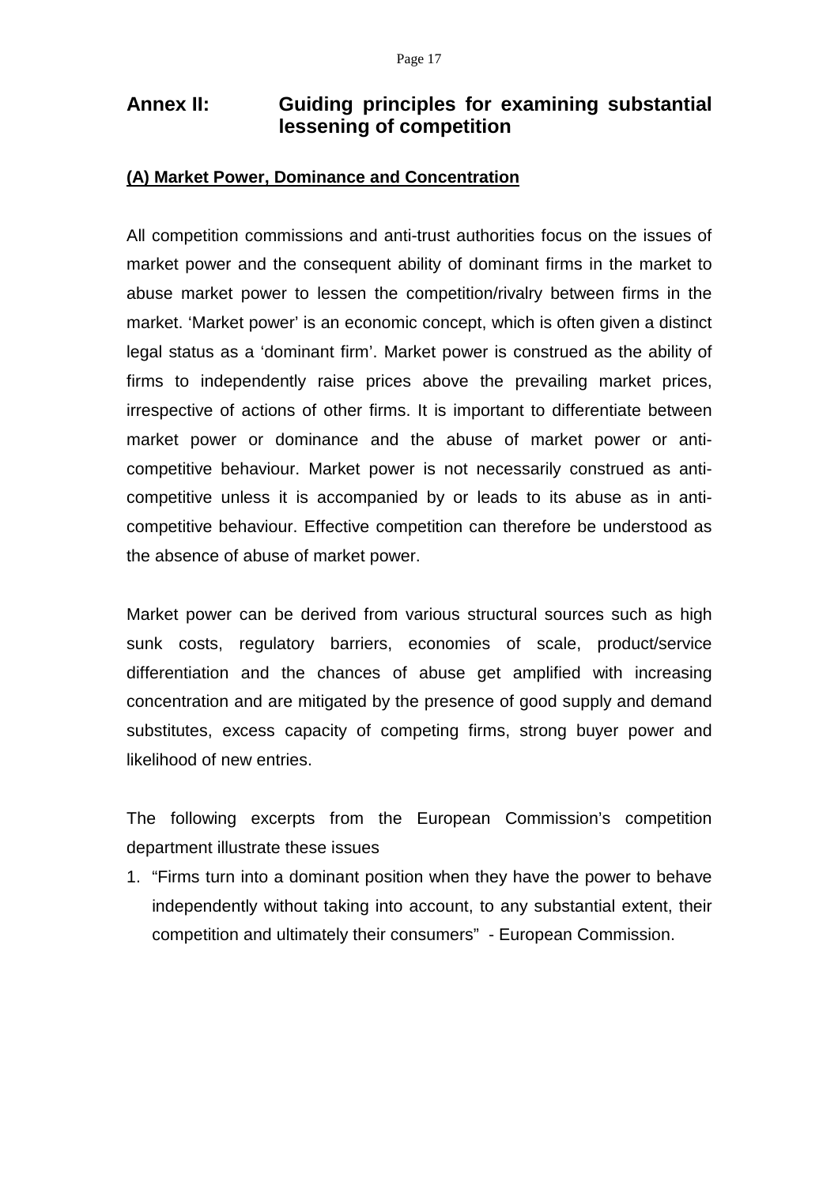# Annex II: Guiding principles for examining substantial lessening of competition

## (A) Market Power, Dominance and Concentration

All competition commissions and anti-trust authorities focus on the issues of market power and the consequent ability of dominant firms in the market to abuse market power to lessen the competition/rivalry between firms in the market. 'Market power' is an economic concept, which is often given a distinct legal status as a 'dominant firm'. Market power is construed as the ability of firms to independently raise prices above the prevailing market prices, irrespective of actions of other firms. It is important to differentiate between market power or dominance and the abuse of market power or anti-competitive behaviour. Market power is not necessarily construed as anti-competitive unless it is accompanied by or leads to its abuse as in anti-competitive behaviour. Effective competition can therefore be understood as the absence of abuse of market power.

Market power can be derived from various structural sources such as high sunk costs, regulatory barriers, economies of scale, product/service differentiation and the chances of abuse get amplified with increasing concentration and are mitigated by the presence of good supply and demand substitutes, excess capacity of competing firms, strong buyer power and likelihood of new entries.

The following excerpts from the European Commission's competition department illustrate these issues

1. "Firms turn into a dominant position when they have the power to behave independently without taking into account, to any substantial extent, their competition and ultimately their consumers" - European Commission.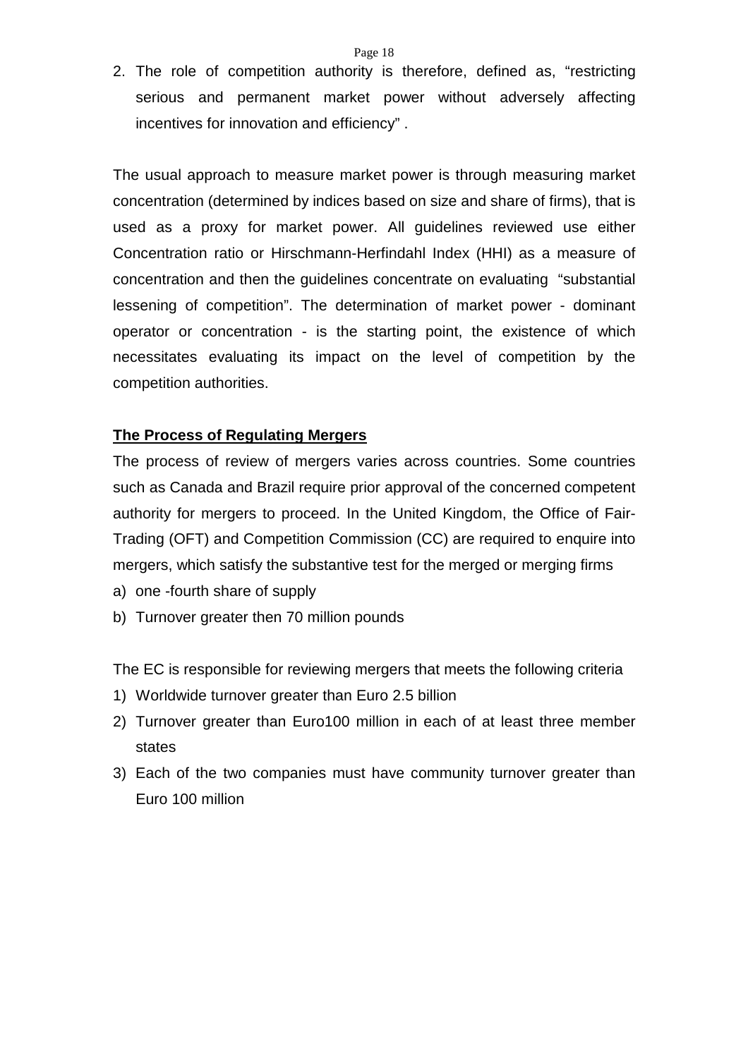2. The role of competition authority is therefore, defined as, "restricting serious and permanent market power without adversely affecting incentives for innovation and efficiency" .

The usual approach to measure market power is through measuring market concentration (determined by indices based on size and share of firms), that is used as a proxy for market power. All guidelines reviewed use either Concentration ratio or Hirschmann-Herfindahl Index (HHI) as a measure of concentration and then the guidelines concentrate on evaluating "substantial lessening of competition". The determination of market power - dominant operator or concentration - is the starting point, the existence of which necessitates evaluating its impact on the level of competition by the competition authorities.

**The Process of Regulating Mergers**

The process of review of mergers varies across countries. Some countries such as Canada and Brazil require prior approval of the concerned competent authority for mergers to proceed. In the United Kingdom, the Office of Fair-Trading (OFT) and Competition Commission (CC) are required to enquire into mergers, which satisfy the substantive test for the merged or merging firms

a) one -fourth share of supply
b) Turnover greater then 70 million pounds

The EC is responsible for reviewing mergers that meets the following criteria

1) Worldwide turnover greater than Euro 2.5 billion
2) Turnover greater than Euro100 million in each of at least three member states
3) Each of the two companies must have community turnover greater than Euro 100 million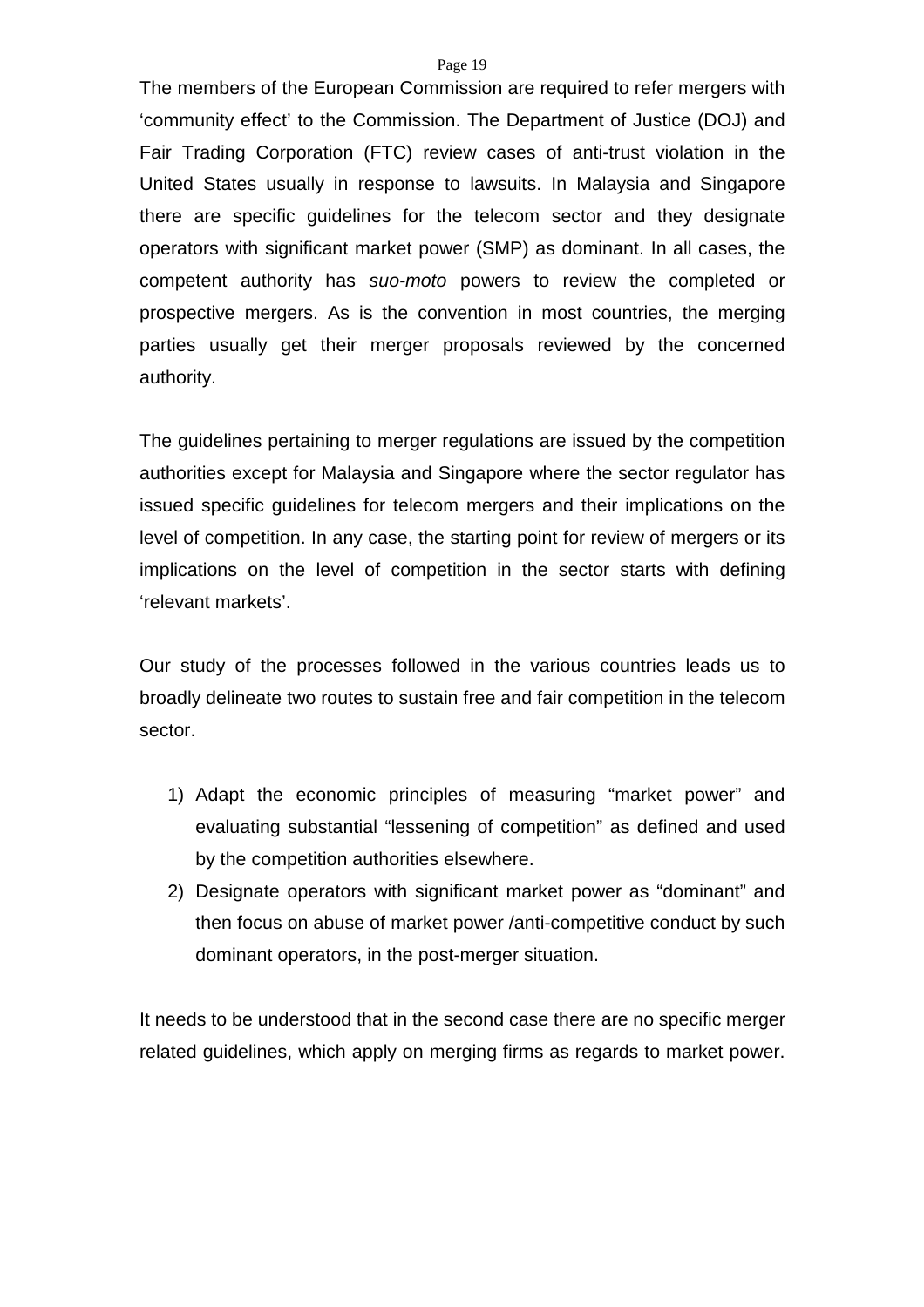The members of the European Commission are required to refer mergers with 'community effect' to the Commission. The Department of Justice (DOJ) and Fair Trading Corporation (FTC) review cases of anti-trust violation in the United States usually in response to lawsuits. In Malaysia and Singapore there are specific guidelines for the telecom sector and they designate operators with significant market power (SMP) as dominant. In all cases, the competent authority has *suo-moto* powers to review the completed or prospective mergers. As is the convention in most countries, the merging parties usually get their merger proposals reviewed by the concerned authority.

The guidelines pertaining to merger regulations are issued by the competition authorities except for Malaysia and Singapore where the sector regulator has issued specific guidelines for telecom mergers and their implications on the level of competition. In any case, the starting point for review of mergers or its implications on the level of competition in the sector starts with defining 'relevant markets'.

Our study of the processes followed in the various countries leads us to broadly delineate two routes to sustain free and fair competition in the telecom sector.

1) Adapt the economic principles of measuring "market power" and evaluating substantial "lessening of competition" as defined and used by the competition authorities elsewhere.
2) Designate operators with significant market power as "dominant" and then focus on abuse of market power /anti-competitive conduct by such dominant operators, in the post-merger situation.

It needs to be understood that in the second case there are no specific merger related guidelines, which apply on merging firms as regards to market power.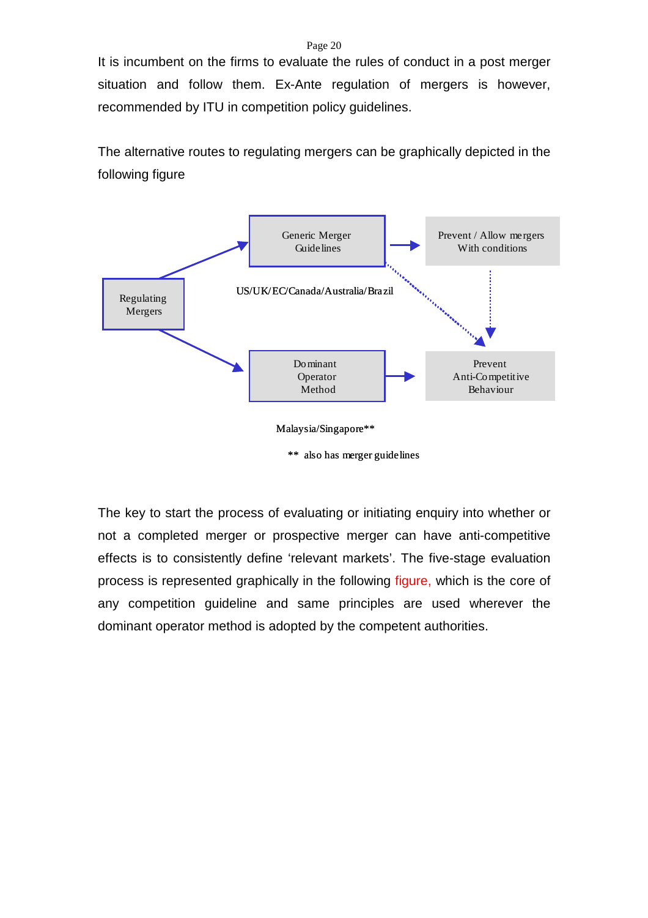It is incumbent on the firms to evaluate the rules of conduct in a post merger situation and follow them. Ex-Ante regulation of mergers is however, recommended by ITU in competition policy guidelines.

The alternative routes to regulating mergers can be graphically depicted in the following figure

Regulating Mergers

Generic Merger Guidelines

Prevent / Allow mergers With conditions

US/UK/EC/Canada/Australia/Brazil

Dominant Operator Method

Prevent Anti-Competitive Behaviour

Malaysia/Singapore**

** also has merger guidelines

The key to start the process of evaluating or initiating enquiry into whether or not a completed merger or prospective merger can have anti-competitive effects is to consistently define 'relevant markets'. The five-stage evaluation process is represented graphically in the following figure, which is the core of any competition guideline and same principles are used wherever the dominant operator method is adopted by the competent authorities.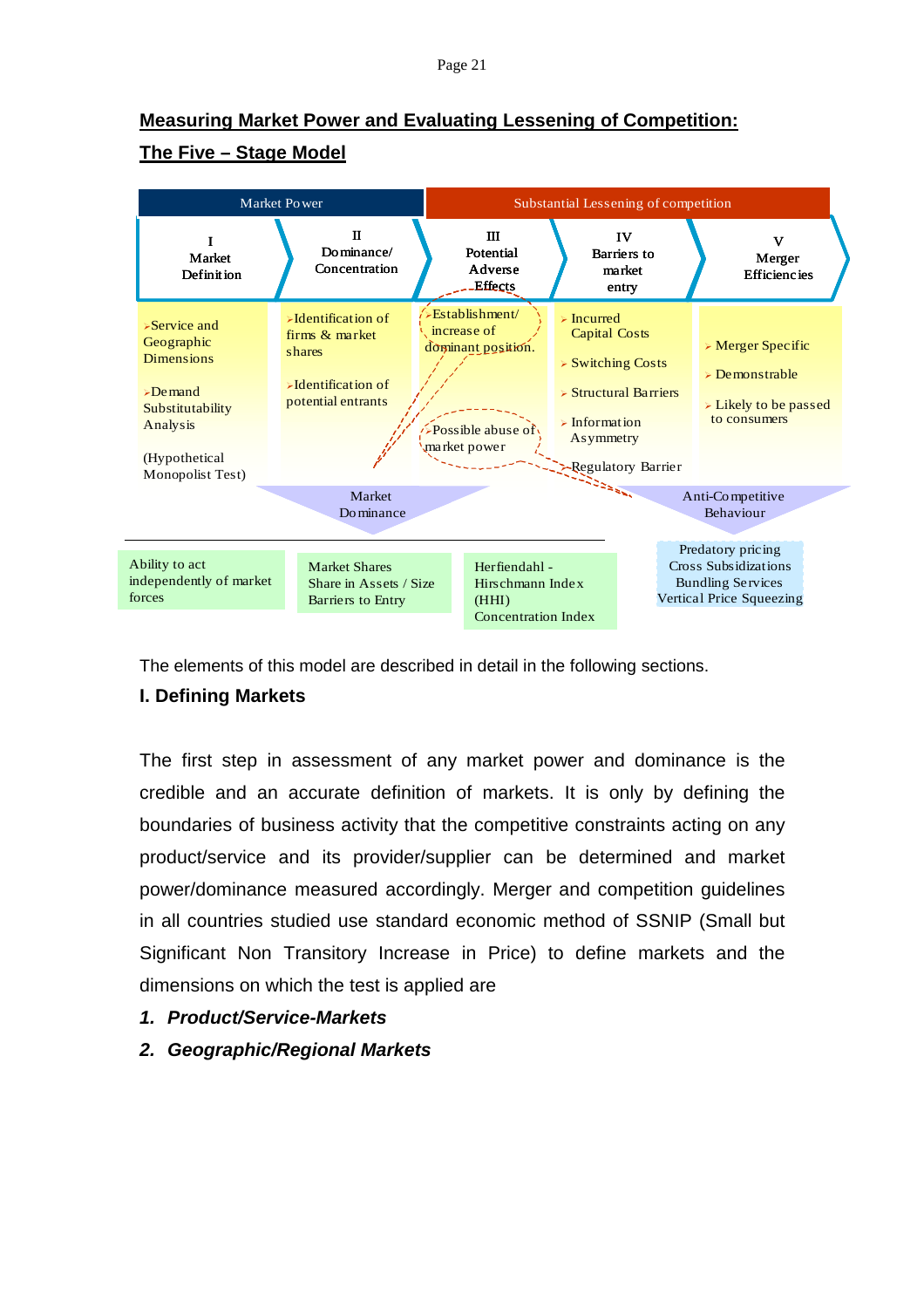## Measuring Market Power and Evaluating Lessening of Competition: The Five – Stage Model

| Market Power | | Substantial Lessening of competition | | |
|---|---|---|---|---|
| I Market Definition | II Dominance/ Concentration | III Potential Adverse Effects | IV Barriers to market entry | V Merger Efficiencies |
| Service and Geographic Dimensions<br><br>Demand Substitutability Analysis<br><br>(Hypothetical Monopolist Test) | Identification of firms & market shares<br><br>Identification of potential entrants | Establishment/ increase of dominant position.<br><br>Possible abuse of market power | Incurred Capital Costs<br><br>Switching Costs<br><br>Structural Barriers<br><br>Information Asymmetry<br><br>Regulatory Barrier | Merger Specific<br><br>Demonstrable<br><br>Likely to be passed to consumers |

Market Dominance:

| Ability to act independently of market forces | Market Shares<br>Share in Assets / Size<br>Barriers to Entry | Herfiendahl - Hirschmann Index (HHI)<br>Concentration Index |
|---|---|---|

Anti-Competitive Behaviour:

- Predatory pricing
- Cross Subsidizations
- Bundling Services
- Vertical Price Squeezing

The elements of this model are described in detail in the following sections.

### I. Defining Markets

The first step in assessment of any market power and dominance is the credible and an accurate definition of markets. It is only by defining the boundaries of business activity that the competitive constraints acting on any product/service and its provider/supplier can be determined and market power/dominance measured accordingly. Merger and competition guidelines in all countries studied use standard economic method of SSNIP (Small but Significant Non Transitory Increase in Price) to define markets and the dimensions on which the test is applied are

1. ***Product/Service-Markets***
2. ***Geographic/Regional Markets***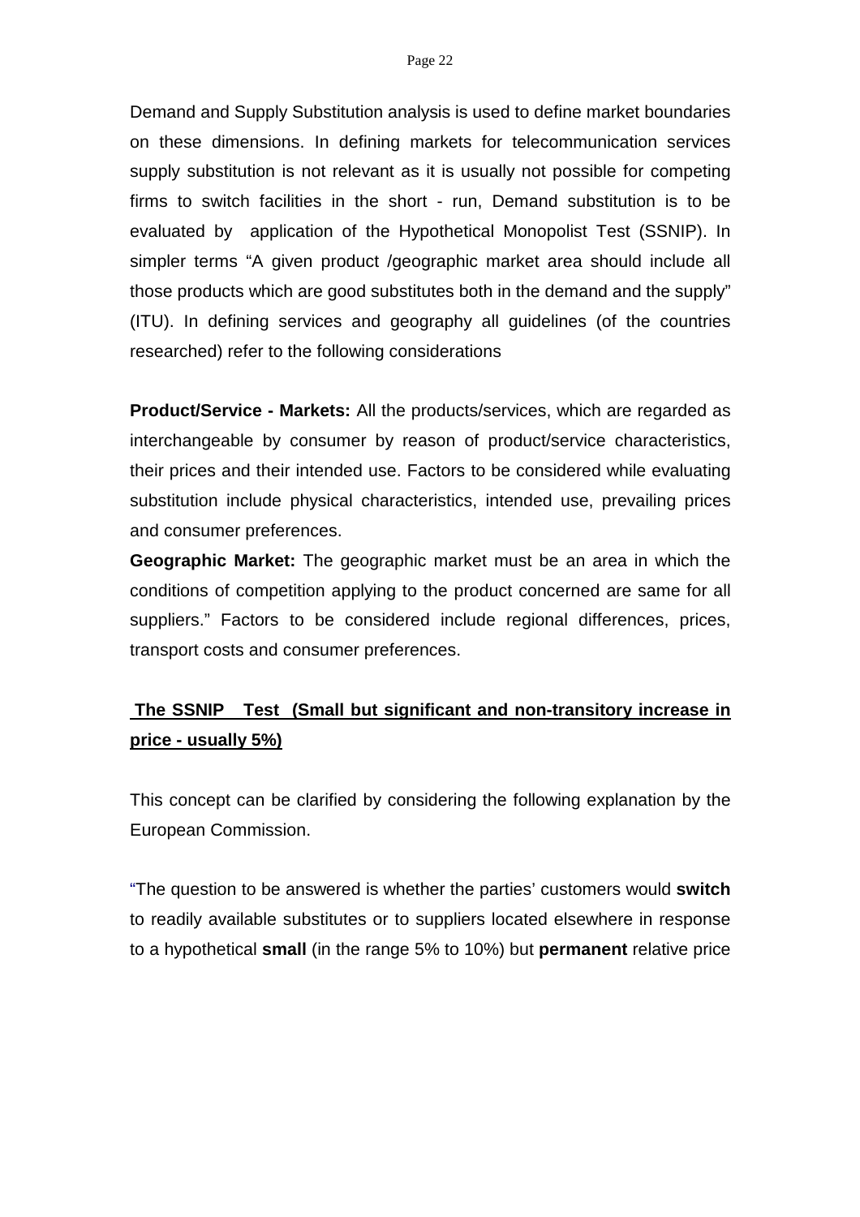Demand and Supply Substitution analysis is used to define market boundaries on these dimensions. In defining markets for telecommunication services supply substitution is not relevant as it is usually not possible for competing firms to switch facilities in the short - run, Demand substitution is to be evaluated by application of the Hypothetical Monopolist Test (SSNIP). In simpler terms "A given product /geographic market area should include all those products which are good substitutes both in the demand and the supply" (ITU). In defining services and geography all guidelines (of the countries researched) refer to the following considerations

**Product/Service - Markets:** All the products/services, which are regarded as interchangeable by consumer by reason of product/service characteristics, their prices and their intended use. Factors to be considered while evaluating substitution include physical characteristics, intended use, prevailing prices and consumer preferences.

**Geographic Market:** The geographic market must be an area in which the conditions of competition applying to the product concerned are same for all suppliers." Factors to be considered include regional differences, prices, transport costs and consumer preferences.

**The SSNIP Test (Small but significant and non-transitory increase in price - usually 5%)**

This concept can be clarified by considering the following explanation by the European Commission.

"The question to be answered is whether the parties' customers would **switch** to readily available substitutes or to suppliers located elsewhere in response to a hypothetical **small** (in the range 5% to 10%) but **permanent** relative price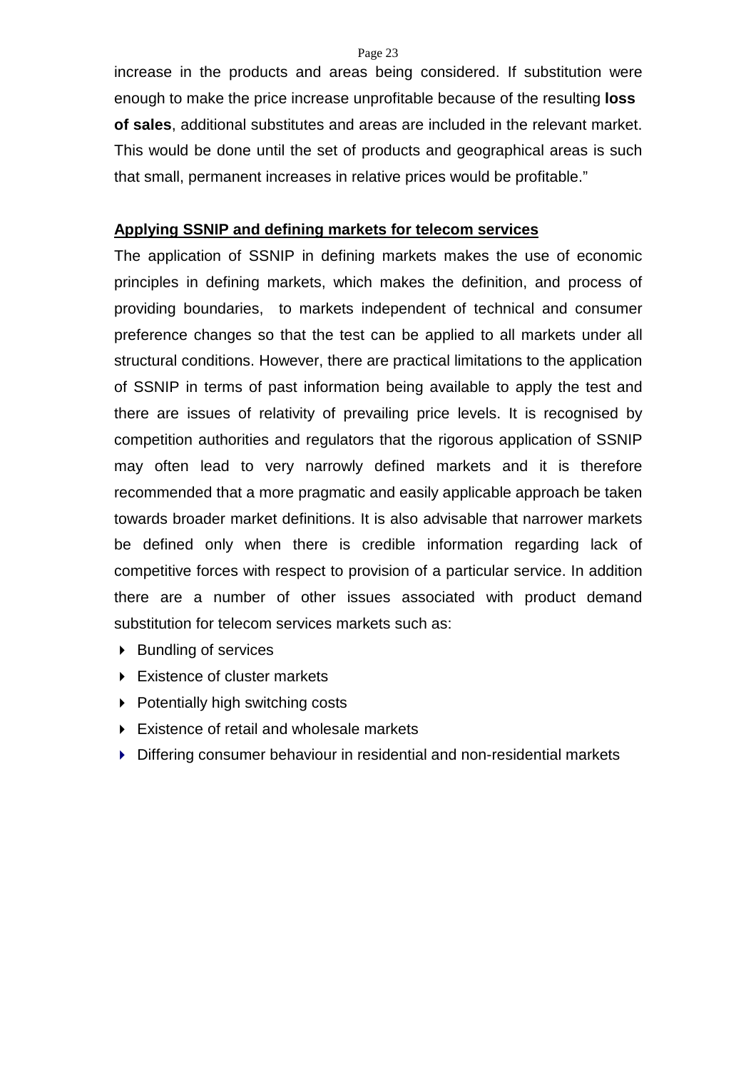increase in the products and areas being considered. If substitution were enough to make the price increase unprofitable because of the resulting **loss of sales**, additional substitutes and areas are included in the relevant market. This would be done until the set of products and geographical areas is such that small, permanent increases in relative prices would be profitable."

## Applying SSNIP and defining markets for telecom services

The application of SSNIP in defining markets makes the use of economic principles in defining markets, which makes the definition, and process of providing boundaries, to markets independent of technical and consumer preference changes so that the test can be applied to all markets under all structural conditions. However, there are practical limitations to the application of SSNIP in terms of past information being available to apply the test and there are issues of relativity of prevailing price levels. It is recognised by competition authorities and regulators that the rigorous application of SSNIP may often lead to very narrowly defined markets and it is therefore recommended that a more pragmatic and easily applicable approach be taken towards broader market definitions. It is also advisable that narrower markets be defined only when there is credible information regarding lack of competitive forces with respect to provision of a particular service. In addition there are a number of other issues associated with product demand substitution for telecom services markets such as:

- Bundling of services
- Existence of cluster markets
- Potentially high switching costs
- Existence of retail and wholesale markets
- Differing consumer behaviour in residential and non-residential markets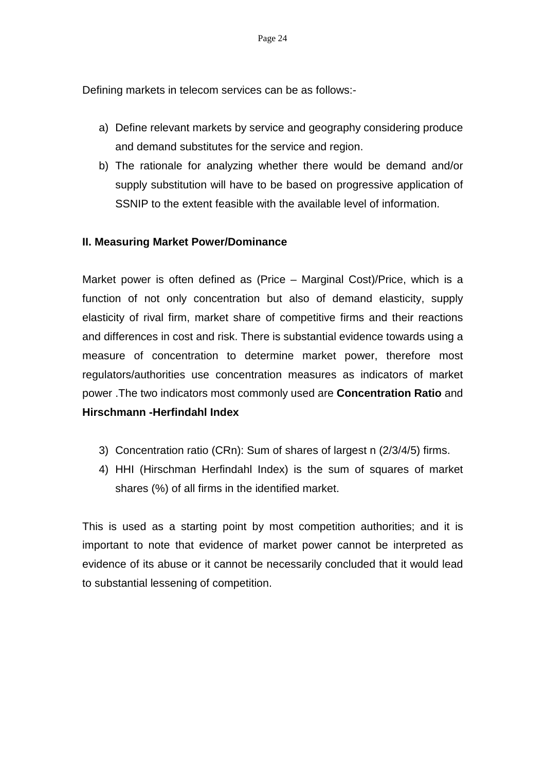Defining markets in telecom services can be as follows:-

a) Define relevant markets by service and geography considering produce and demand substitutes for the service and region.
b) The rationale for analyzing whether there would be demand and/or supply substitution will have to be based on progressive application of SSNIP to the extent feasible with the available level of information.

**II. Measuring Market Power/Dominance**

Market power is often defined as (Price – Marginal Cost)/Price, which is a function of not only concentration but also of demand elasticity, supply elasticity of rival firm, market share of competitive firms and their reactions and differences in cost and risk. There is substantial evidence towards using a measure of concentration to determine market power, therefore most regulators/authorities use concentration measures as indicators of market power .The two indicators most commonly used are **Concentration Ratio** and **Hirschmann -Herfindahl Index**

3) Concentration ratio (CRn): Sum of shares of largest n (2/3/4/5) firms.
4) HHI (Hirschman Herfindahl Index) is the sum of squares of market shares (%) of all firms in the identified market.

This is used as a starting point by most competition authorities; and it is important to note that evidence of market power cannot be interpreted as evidence of its abuse or it cannot be necessarily concluded that it would lead to substantial lessening of competition.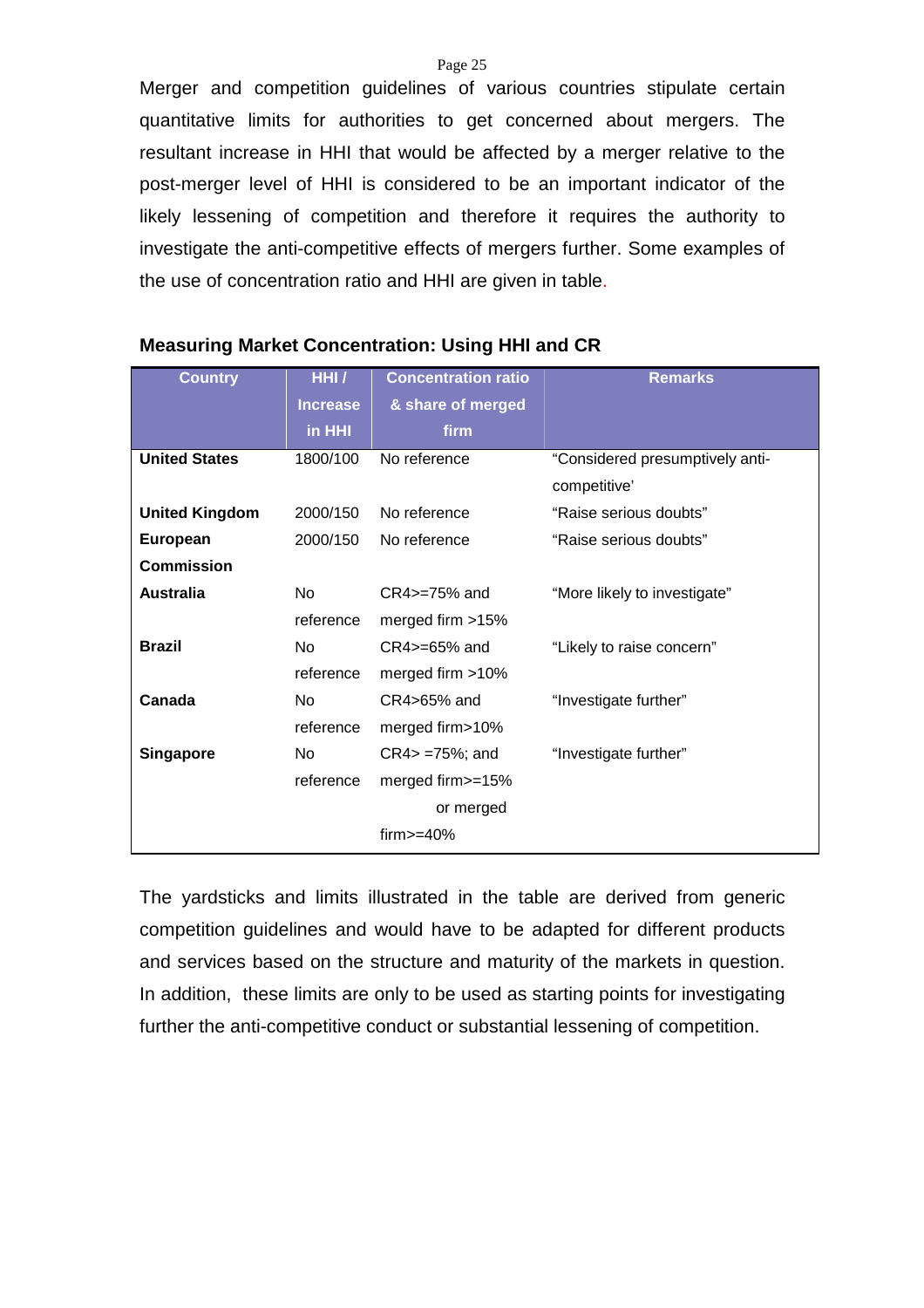Merger and competition guidelines of various countries stipulate certain quantitative limits for authorities to get concerned about mergers. The resultant increase in HHI that would be affected by a merger relative to the post-merger level of HHI is considered to be an important indicator of the likely lessening of competition and therefore it requires the authority to investigate the anti-competitive effects of mergers further. Some examples of the use of concentration ratio and HHI are given in table.

**Measuring Market Concentration: Using HHI and CR**

| Country | HHI / Increase in HHI | Concentration ratio & share of merged firm | Remarks |
|---|---|---|---|
| **United States** | 1800/100 | No reference | "Considered presumptively anti-competitive' |
| **United Kingdom** | 2000/150 | No reference | "Raise serious doubts" |
| **European Commission** | 2000/150 | No reference | "Raise serious doubts" |
| **Australia** | No reference | CR4>=75% and merged firm >15% | "More likely to investigate" |
| **Brazil** | No reference | CR4>=65% and merged firm >10% | "Likely to raise concern" |
| **Canada** | No reference | CR4>65% and merged firm>10% | "Investigate further" |
| **Singapore** | No reference | CR4> =75%; and merged firm>=15% or merged firm>=40% | "Investigate further" |

The yardsticks and limits illustrated in the table are derived from generic competition guidelines and would have to be adapted for different products and services based on the structure and maturity of the markets in question. In addition, these limits are only to be used as starting points for investigating further the anti-competitive conduct or substantial lessening of competition.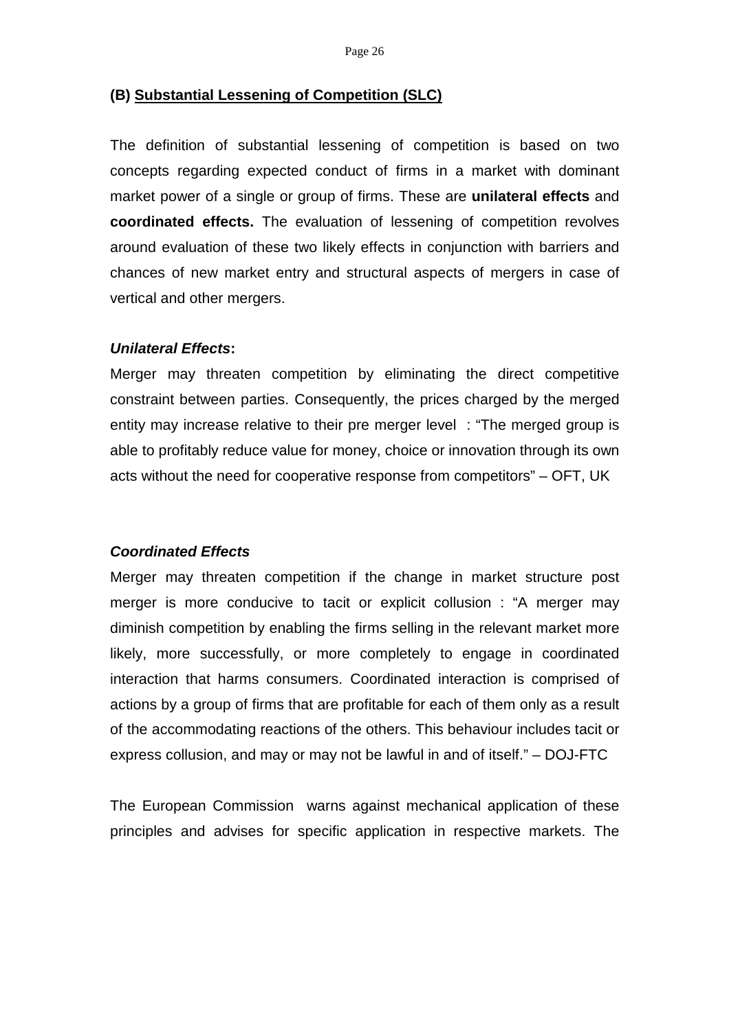### (B) Substantial Lessening of Competition (SLC)

The definition of substantial lessening of competition is based on two concepts regarding expected conduct of firms in a market with dominant market power of a single or group of firms. These are **unilateral effects** and **coordinated effects.** The evaluation of lessening of competition revolves around evaluation of these two likely effects in conjunction with barriers and chances of new market entry and structural aspects of mergers in case of vertical and other mergers.

***Unilateral Effects*:**

Merger may threaten competition by eliminating the direct competitive constraint between parties. Consequently, the prices charged by the merged entity may increase relative to their pre merger level : "The merged group is able to profitably reduce value for money, choice or innovation through its own acts without the need for cooperative response from competitors" – OFT, UK

***Coordinated Effects***

Merger may threaten competition if the change in market structure post merger is more conducive to tacit or explicit collusion : "A merger may diminish competition by enabling the firms selling in the relevant market more likely, more successfully, or more completely to engage in coordinated interaction that harms consumers. Coordinated interaction is comprised of actions by a group of firms that are profitable for each of them only as a result of the accommodating reactions of the others. This behaviour includes tacit or express collusion, and may or may not be lawful in and of itself." – DOJ-FTC

The European Commission warns against mechanical application of these principles and advises for specific application in respective markets. The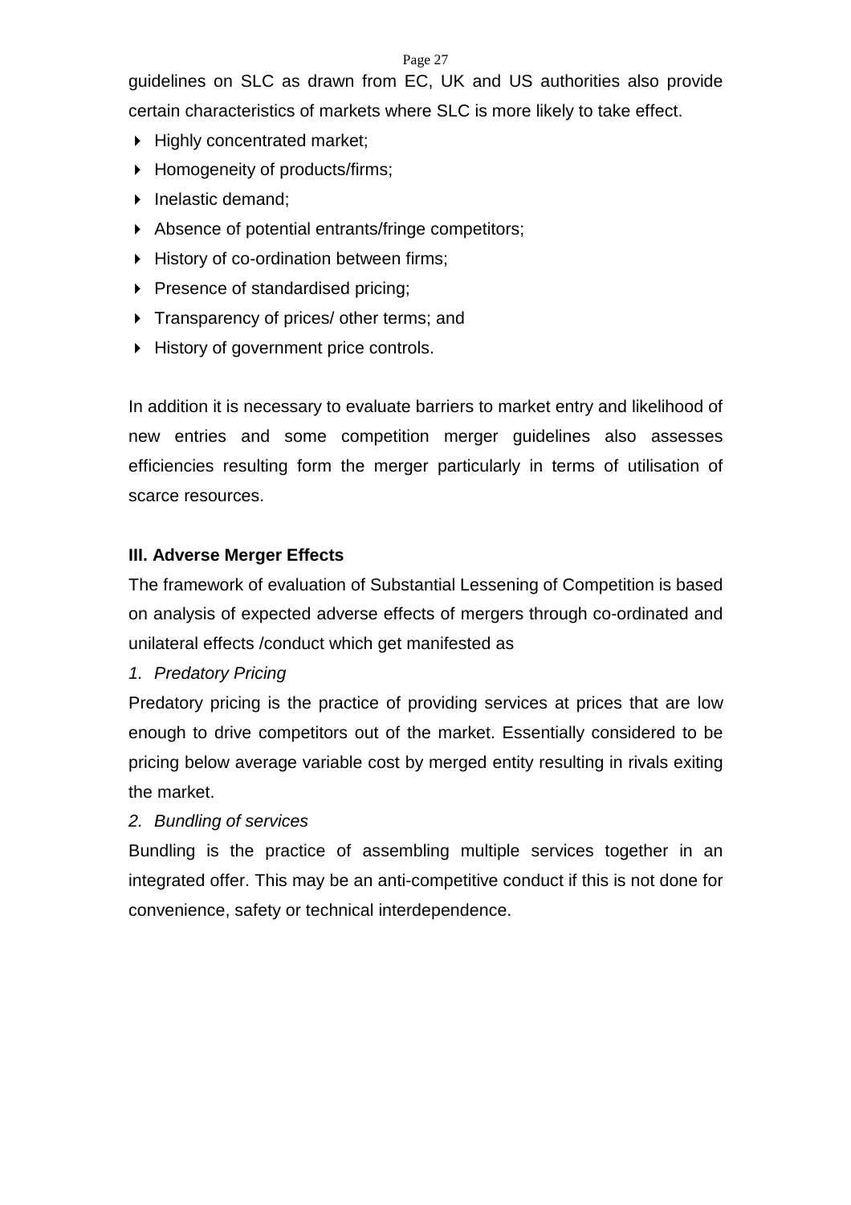guidelines on SLC as drawn from EC, UK and US authorities also provide certain characteristics of markets where SLC is more likely to take effect.

- Highly concentrated market;
- Homogeneity of products/firms;
- Inelastic demand;
- Absence of potential entrants/fringe competitors;
- History of co-ordination between firms;
- Presence of standardised pricing;
- Transparency of prices/ other terms; and
- History of government price controls.

In addition it is necessary to evaluate barriers to market entry and likelihood of new entries and some competition merger guidelines also assesses efficiencies resulting form the merger particularly in terms of utilisation of scarce resources.

### III. Adverse Merger Effects

The framework of evaluation of Substantial Lessening of Competition is based on analysis of expected adverse effects of mergers through co-ordinated and unilateral effects /conduct which get manifested as

*1. Predatory Pricing*

Predatory pricing is the practice of providing services at prices that are low enough to drive competitors out of the market. Essentially considered to be pricing below average variable cost by merged entity resulting in rivals exiting the market.

*2. Bundling of services*

Bundling is the practice of assembling multiple services together in an integrated offer. This may be an anti-competitive conduct if this is not done for convenience, safety or technical interdependence.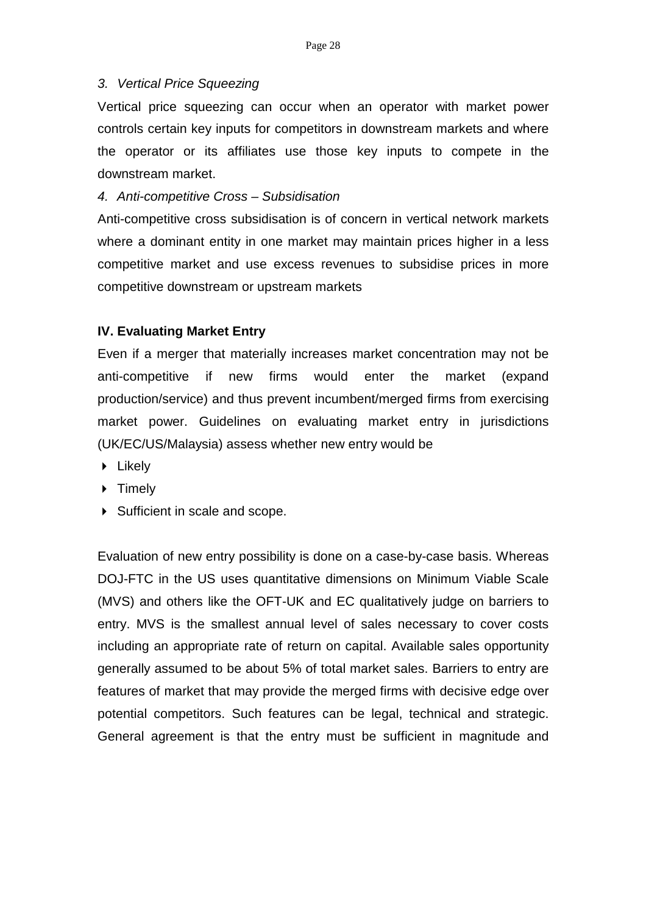*3. Vertical Price Squeezing*

Vertical price squeezing can occur when an operator with market power controls certain key inputs for competitors in downstream markets and where the operator or its affiliates use those key inputs to compete in the downstream market.

*4. Anti-competitive Cross – Subsidisation*

Anti-competitive cross subsidisation is of concern in vertical network markets where a dominant entity in one market may maintain prices higher in a less competitive market and use excess revenues to subsidise prices in more competitive downstream or upstream markets

**IV. Evaluating Market Entry**

Even if a merger that materially increases market concentration may not be anti-competitive if new firms would enter the market (expand production/service) and thus prevent incumbent/merged firms from exercising market power. Guidelines on evaluating market entry in jurisdictions (UK/EC/US/Malaysia) assess whether new entry would be

- Likely
- Timely
- Sufficient in scale and scope.

Evaluation of new entry possibility is done on a case-by-case basis. Whereas DOJ-FTC in the US uses quantitative dimensions on Minimum Viable Scale (MVS) and others like the OFT-UK and EC qualitatively judge on barriers to entry. MVS is the smallest annual level of sales necessary to cover costs including an appropriate rate of return on capital. Available sales opportunity generally assumed to be about 5% of total market sales. Barriers to entry are features of market that may provide the merged firms with decisive edge over potential competitors. Such features can be legal, technical and strategic. General agreement is that the entry must be sufficient in magnitude and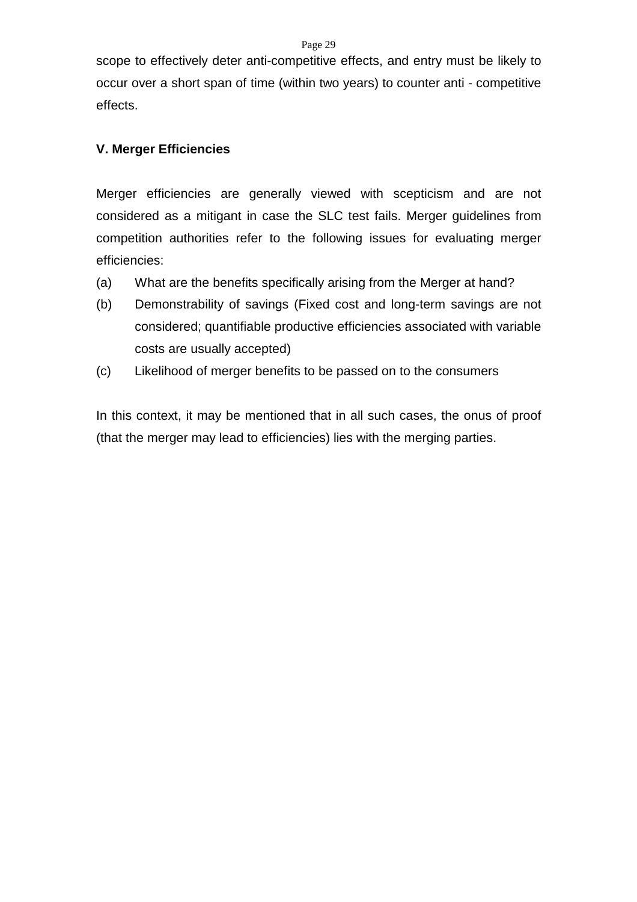scope to effectively deter anti-competitive effects, and entry must be likely to occur over a short span of time (within two years) to counter anti - competitive effects.

### V. Merger Efficiencies

Merger efficiencies are generally viewed with scepticism and are not considered as a mitigant in case the SLC test fails. Merger guidelines from competition authorities refer to the following issues for evaluating merger efficiencies:

(a) What are the benefits specifically arising from the Merger at hand?

(b) Demonstrability of savings (Fixed cost and long-term savings are not considered; quantifiable productive efficiencies associated with variable costs are usually accepted)

(c) Likelihood of merger benefits to be passed on to the consumers

In this context, it may be mentioned that in all such cases, the onus of proof (that the merger may lead to efficiencies) lies with the merging parties.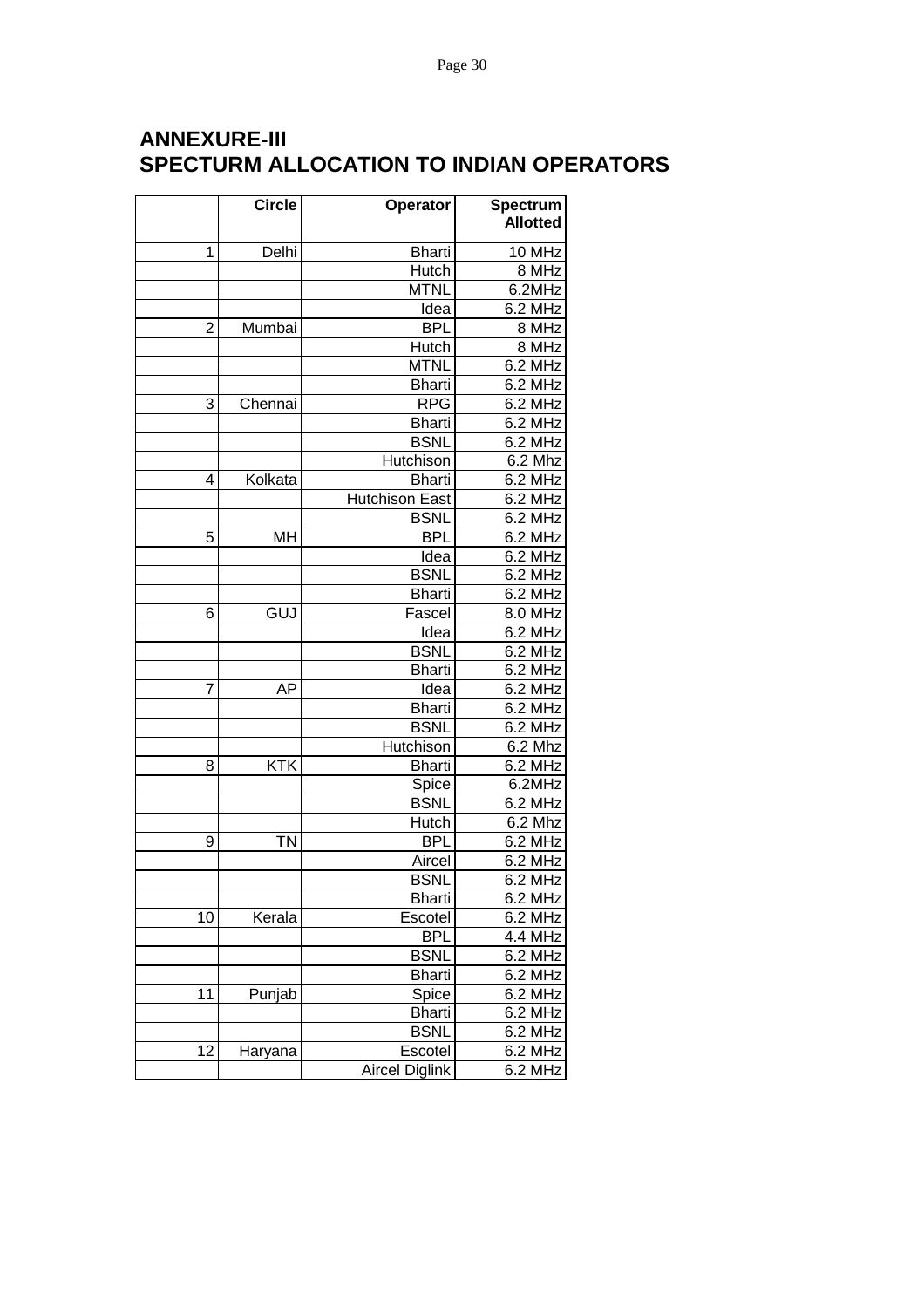## ANNEXURE-III
## SPECTURM ALLOCATION TO INDIAN OPERATORS

| | Circle | Operator | Spectrum Allotted |
|---|---|---|---|
| 1 | Delhi | Bharti | 10 MHz |
| | | Hutch | 8 MHz |
| | | MTNL | 6.2MHz |
| | | Idea | 6.2 MHz |
| 2 | Mumbai | BPL | 8 MHz |
| | | Hutch | 8 MHz |
| | | MTNL | 6.2 MHz |
| | | Bharti | 6.2 MHz |
| 3 | Chennai | RPG | 6.2 MHz |
| | | Bharti | 6.2 MHz |
| | | BSNL | 6.2 MHz |
| | | Hutchison | 6.2 Mhz |
| 4 | Kolkata | Bharti | 6.2 MHz |
| | | Hutchison East | 6.2 MHz |
| | | BSNL | 6.2 MHz |
| 5 | MH | BPL | 6.2 MHz |
| | | Idea | 6.2 MHz |
| | | BSNL | 6.2 MHz |
| | | Bharti | 6.2 MHz |
| 6 | GUJ | Fascel | 8.0 MHz |
| | | Idea | 6.2 MHz |
| | | BSNL | 6.2 MHz |
| | | Bharti | 6.2 MHz |
| 7 | AP | Idea | 6.2 MHz |
| | | Bharti | 6.2 MHz |
| | | BSNL | 6.2 MHz |
| | | Hutchison | 6.2 Mhz |
| 8 | KTK | Bharti | 6.2 MHz |
| | | Spice | 6.2MHz |
| | | BSNL | 6.2 MHz |
| | | Hutch | 6.2 Mhz |
| 9 | TN | BPL | 6.2 MHz |
| | | Aircel | 6.2 MHz |
| | | BSNL | 6.2 MHz |
| | | Bharti | 6.2 MHz |
| 10 | Kerala | Escotel | 6.2 MHz |
| | | BPL | 4.4 MHz |
| | | BSNL | 6.2 MHz |
| | | Bharti | 6.2 MHz |
| 11 | Punjab | Spice | 6.2 MHz |
| | | Bharti | 6.2 MHz |
| | | BSNL | 6.2 MHz |
| 12 | Haryana | Escotel | 6.2 MHz |
| | | Aircel Diglink | 6.2 MHz |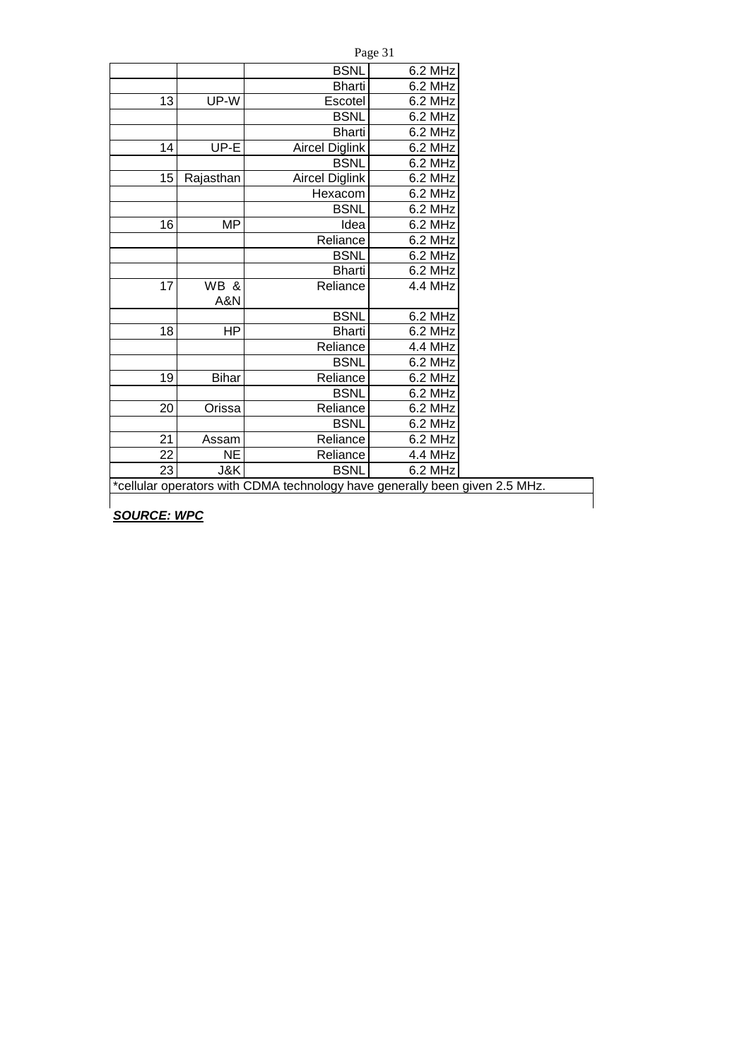| | | | |
|---|---|---|---|
| | | BSNL | 6.2 MHz |
| | | Bharti | 6.2 MHz |
| 13 | UP-W | Escotel | 6.2 MHz |
| | | BSNL | 6.2 MHz |
| | | Bharti | 6.2 MHz |
| 14 | UP-E | Aircel Diglink | 6.2 MHz |
| | | BSNL | 6.2 MHz |
| 15 | Rajasthan | Aircel Diglink | 6.2 MHz |
| | | Hexacom | 6.2 MHz |
| | | BSNL | 6.2 MHz |
| 16 | MP | Idea | 6.2 MHz |
| | | Reliance | 6.2 MHz |
| | | BSNL | 6.2 MHz |
| | | Bharti | 6.2 MHz |
| 17 | WB & A&N | Reliance | 4.4 MHz |
| | | BSNL | 6.2 MHz |
| 18 | HP | Bharti | 6.2 MHz |
| | | Reliance | 4.4 MHz |
| | | BSNL | 6.2 MHz |
| 19 | Bihar | Reliance | 6.2 MHz |
| | | BSNL | 6.2 MHz |
| 20 | Orissa | Reliance | 6.2 MHz |
| | | BSNL | 6.2 MHz |
| 21 | Assam | Reliance | 6.2 MHz |
| 22 | NE | Reliance | 4.4 MHz |
| 23 | J&K | BSNL | 6.2 MHz |

*cellular operators with CDMA technology have generally been given 2.5 MHz.

***SOURCE: WPC***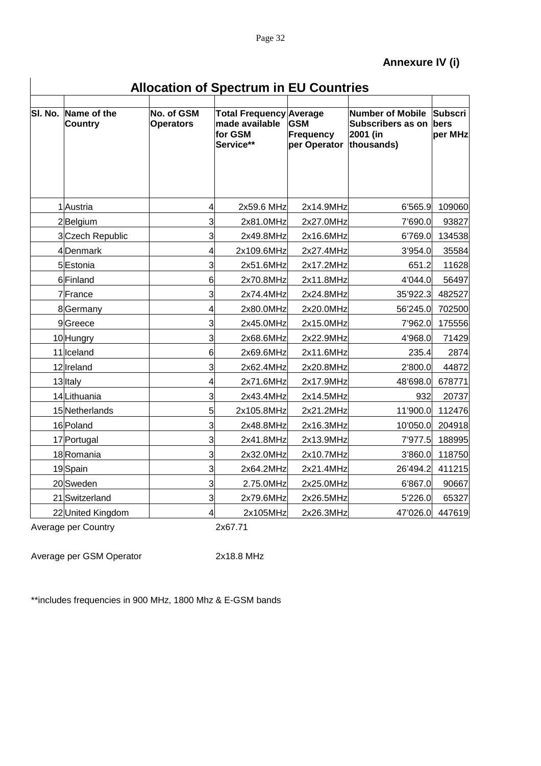**Annexure IV (i)**

## Allocation of Spectrum in EU Countries

| Sl. No. | Name of the Country | No. of GSM Operators | Total Frequency made available for GSM Service** | Average GSM Frequency per Operator | Number of Mobile Subscribers as on 2001 (in thousands) | Subscribers per MHz |
|---|---|---|---|---|---|---|
| 1 | Austria | 4 | 2x59.6 MHz | 2x14.9MHz | 6’565.9 | 109060 |
| 2 | Belgium | 3 | 2x81.0MHz | 2x27.0MHz | 7’690.0 | 93827 |
| 3 | Czech Republic | 3 | 2x49.8MHz | 2x16.6MHz | 6’769.0 | 134538 |
| 4 | Denmark | 4 | 2x109.6MHz | 2x27.4MHz | 3’954.0 | 35584 |
| 5 | Estonia | 3 | 2x51.6MHz | 2x17.2MHz | 651.2 | 11628 |
| 6 | Finland | 6 | 2x70.8MHz | 2x11.8MHz | 4’044.0 | 56497 |
| 7 | France | 3 | 2x74.4MHz | 2x24.8MHz | 35’922.3 | 482527 |
| 8 | Germany | 4 | 2x80.0MHz | 2x20.0MHz | 56’245.0 | 702500 |
| 9 | Greece | 3 | 2x45.0MHz | 2x15.0MHz | 7’962.0 | 175556 |
| 10 | Hungry | 3 | 2x68.6MHz | 2x22.9MHz | 4’968.0 | 71429 |
| 11 | Iceland | 6 | 2x69.6MHz | 2x11.6MHz | 235.4 | 2874 |
| 12 | Ireland | 3 | 2x62.4MHz | 2x20.8MHz | 2’800.0 | 44872 |
| 13 | Italy | 4 | 2x71.6MHz | 2x17.9MHz | 48’698.0 | 678771 |
| 14 | Lithuania | 3 | 2x43.4MHz | 2x14.5MHz | 932 | 20737 |
| 15 | Netherlands | 5 | 2x105.8MHz | 2x21.2MHz | 11’900.0 | 112476 |
| 16 | Poland | 3 | 2x48.8MHz | 2x16.3MHz | 10’050.0 | 204918 |
| 17 | Portugal | 3 | 2x41.8MHz | 2x13.9MHz | 7’977.5 | 188995 |
| 18 | Romania | 3 | 2x32.0MHz | 2x10.7MHz | 3’860.0 | 118750 |
| 19 | Spain | 3 | 2x64.2MHz | 2x21.4MHz | 26’494.2 | 411215 |
| 20 | Sweden | 3 | 2.75.0MHz | 2x25.0MHz | 6’867.0 | 90667 |
| 21 | Switzerland | 3 | 2x79.6MHz | 2x26.5MHz | 5’226.0 | 65327 |
| 22 | United Kingdom | 4 | 2x105MHz | 2x26.3MHz | 47’026.0 | 447619 |

Average per Country 2x67.71

Average per GSM Operator 2x18.8 MHz

**includes frequencies in 900 MHz, 1800 Mhz & E-GSM bands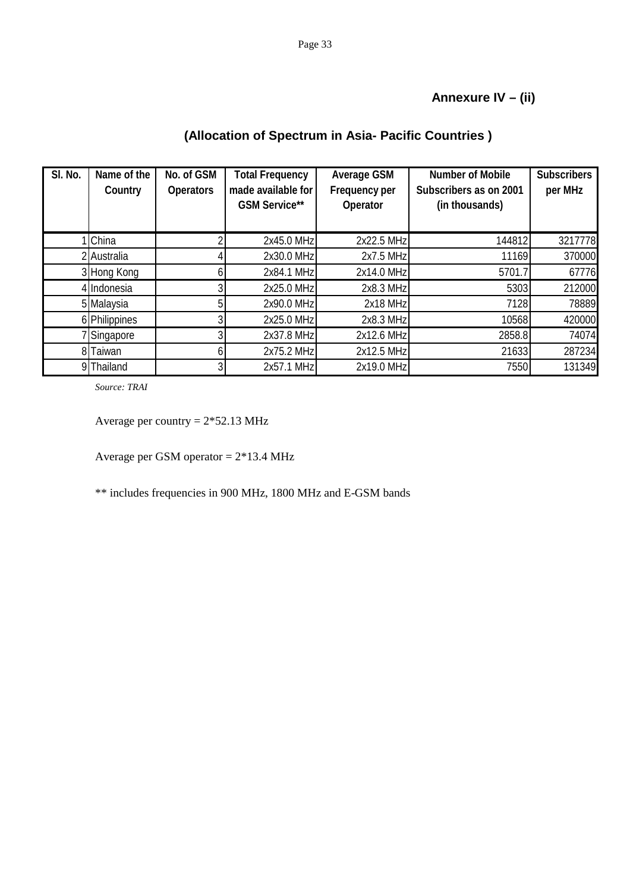**Annexure IV – (ii)**

## (Allocation of Spectrum in Asia- Pacific Countries )

| Sl. No. | Name of the Country | No. of GSM Operators | Total Frequency made available for GSM Service** | Average GSM Frequency per Operator | Number of Mobile Subscribers as on 2001 (in thousands) | Subscribers per MHz |
|---|---|---|---|---|---|---|
| 1 | China | 2 | 2x45.0 MHz | 2x22.5 MHz | 144812 | 3217778 |
| 2 | Australia | 4 | 2x30.0 MHz | 2x7.5 MHz | 11169 | 370000 |
| 3 | Hong Kong | 6 | 2x84.1 MHz | 2x14.0 MHz | 5701.7 | 67776 |
| 4 | Indonesia | 3 | 2x25.0 MHz | 2x8.3 MHz | 5303 | 212000 |
| 5 | Malaysia | 5 | 2x90.0 MHz | 2x18 MHz | 7128 | 78889 |
| 6 | Philippines | 3 | 2x25.0 MHz | 2x8.3 MHz | 10568 | 420000 |
| 7 | Singapore | 3 | 2x37.8 MHz | 2x12.6 MHz | 2858.8 | 74074 |
| 8 | Taiwan | 6 | 2x75.2 MHz | 2x12.5 MHz | 21633 | 287234 |
| 9 | Thailand | 3 | 2x57.1 MHz | 2x19.0 MHz | 7550 | 131349 |

*Source: TRAI*

Average per country = 2*52.13 MHz

Average per GSM operator = 2*13.4 MHz

** includes frequencies in 900 MHz, 1800 MHz and E-GSM bands